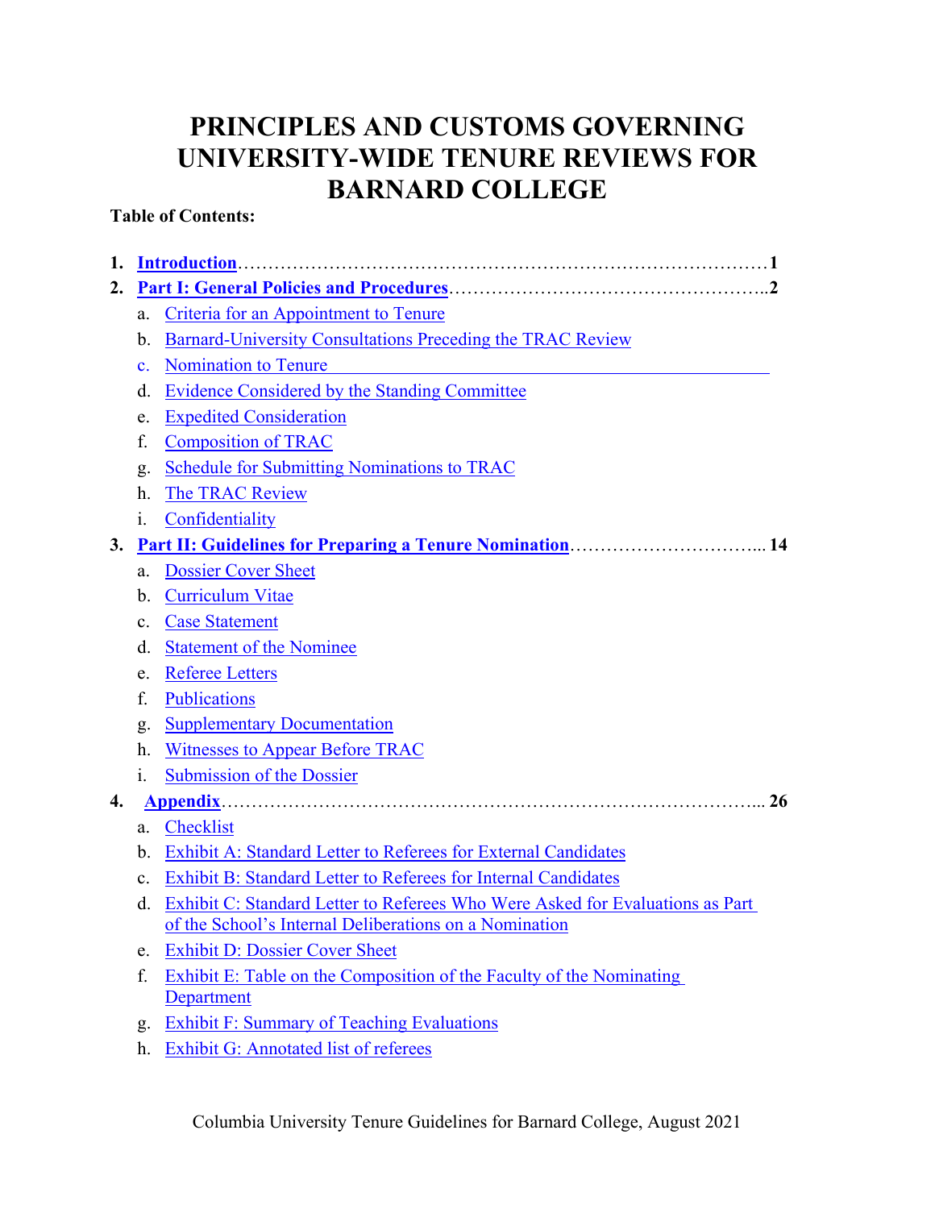# PRINCIPLES AND CUSTOMS GOVERNING UNIVERSITY-WIDE TENURE REVIEWS FOR BARNARD COLLEGE

**Table of Contents:**

1. **Introduction**……………………………………………………………………………**1**
2. **Part I: General Policies and Procedures**…………………………………………..**2**
    a. Criteria for an Appointment to Tenure
    b. Barnard-University Consultations Preceding the TRAC Review
    c. Nomination to Tenure
    d. Evidence Considered by the Standing Committee
    e. Expedited Consideration
    f. Composition of TRAC
    g. Schedule for Submitting Nominations to TRAC
    h. The TRAC Review
    i. Confidentiality
3. **Part II: Guidelines for Preparing a Tenure Nomination**…………………………... **14**
    a. Dossier Cover Sheet
    b. Curriculum Vitae
    c. Case Statement
    d. Statement of the Nominee
    e. Referee Letters
    f. Publications
    g. Supplementary Documentation
    h. Witnesses to Appear Before TRAC
    i. Submission of the Dossier
4. **Appendix**………………………………………………………………………….. **26**
    a. Checklist
    b. Exhibit A: Standard Letter to Referees for External Candidates
    c. Exhibit B: Standard Letter to Referees for Internal Candidates
    d. Exhibit C: Standard Letter to Referees Who Were Asked for Evaluations as Part of the School's Internal Deliberations on a Nomination
    e. Exhibit D: Dossier Cover Sheet
    f. Exhibit E: Table on the Composition of the Faculty of the Nominating Department
    g. Exhibit F: Summary of Teaching Evaluations
    h. Exhibit G: Annotated list of referees

Columbia University Tenure Guidelines for Barnard College, August 2021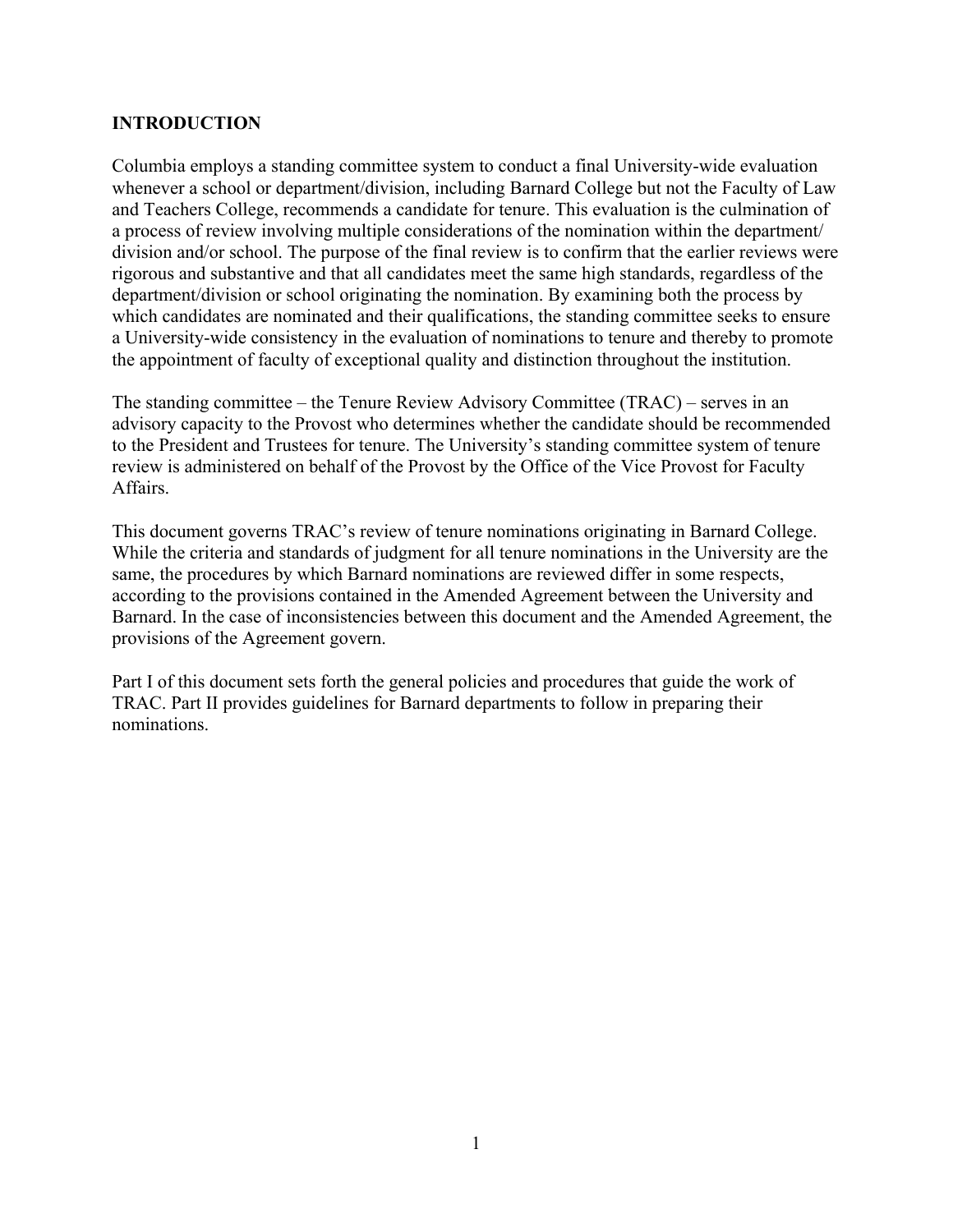## INTRODUCTION

Columbia employs a standing committee system to conduct a final University-wide evaluation whenever a school or department/division, including Barnard College but not the Faculty of Law and Teachers College, recommends a candidate for tenure. This evaluation is the culmination of a process of review involving multiple considerations of the nomination within the department/division and/or school. The purpose of the final review is to confirm that the earlier reviews were rigorous and substantive and that all candidates meet the same high standards, regardless of the department/division or school originating the nomination. By examining both the process by which candidates are nominated and their qualifications, the standing committee seeks to ensure a University-wide consistency in the evaluation of nominations to tenure and thereby to promote the appointment of faculty of exceptional quality and distinction throughout the institution.

The standing committee – the Tenure Review Advisory Committee (TRAC) – serves in an advisory capacity to the Provost who determines whether the candidate should be recommended to the President and Trustees for tenure. The University's standing committee system of tenure review is administered on behalf of the Provost by the Office of the Vice Provost for Faculty Affairs.

This document governs TRAC's review of tenure nominations originating in Barnard College. While the criteria and standards of judgment for all tenure nominations in the University are the same, the procedures by which Barnard nominations are reviewed differ in some respects, according to the provisions contained in the Amended Agreement between the University and Barnard. In the case of inconsistencies between this document and the Amended Agreement, the provisions of the Agreement govern.

Part I of this document sets forth the general policies and procedures that guide the work of TRAC. Part II provides guidelines for Barnard departments to follow in preparing their nominations.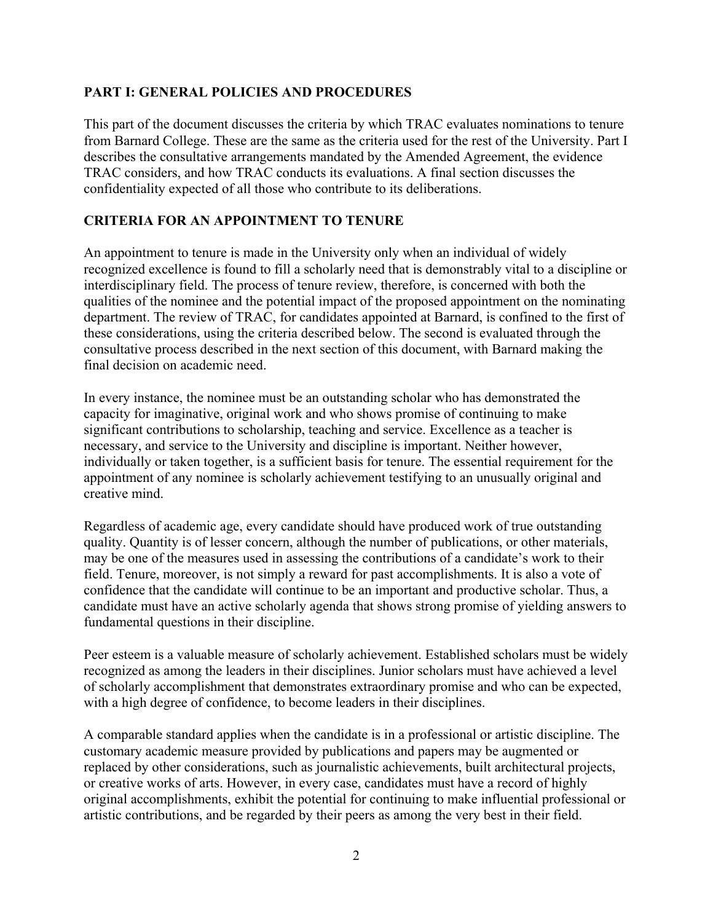## PART I: GENERAL POLICIES AND PROCEDURES

This part of the document discusses the criteria by which TRAC evaluates nominations to tenure from Barnard College. These are the same as the criteria used for the rest of the University. Part I describes the consultative arrangements mandated by the Amended Agreement, the evidence TRAC considers, and how TRAC conducts its evaluations. A final section discusses the confidentiality expected of all those who contribute to its deliberations.

## CRITERIA FOR AN APPOINTMENT TO TENURE

An appointment to tenure is made in the University only when an individual of widely recognized excellence is found to fill a scholarly need that is demonstrably vital to a discipline or interdisciplinary field. The process of tenure review, therefore, is concerned with both the qualities of the nominee and the potential impact of the proposed appointment on the nominating department. The review of TRAC, for candidates appointed at Barnard, is confined to the first of these considerations, using the criteria described below. The second is evaluated through the consultative process described in the next section of this document, with Barnard making the final decision on academic need.

In every instance, the nominee must be an outstanding scholar who has demonstrated the capacity for imaginative, original work and who shows promise of continuing to make significant contributions to scholarship, teaching and service. Excellence as a teacher is necessary, and service to the University and discipline is important. Neither however, individually or taken together, is a sufficient basis for tenure. The essential requirement for the appointment of any nominee is scholarly achievement testifying to an unusually original and creative mind.

Regardless of academic age, every candidate should have produced work of true outstanding quality. Quantity is of lesser concern, although the number of publications, or other materials, may be one of the measures used in assessing the contributions of a candidate's work to their field. Tenure, moreover, is not simply a reward for past accomplishments. It is also a vote of confidence that the candidate will continue to be an important and productive scholar. Thus, a candidate must have an active scholarly agenda that shows strong promise of yielding answers to fundamental questions in their discipline.

Peer esteem is a valuable measure of scholarly achievement. Established scholars must be widely recognized as among the leaders in their disciplines. Junior scholars must have achieved a level of scholarly accomplishment that demonstrates extraordinary promise and who can be expected, with a high degree of confidence, to become leaders in their disciplines.

A comparable standard applies when the candidate is in a professional or artistic discipline. The customary academic measure provided by publications and papers may be augmented or replaced by other considerations, such as journalistic achievements, built architectural projects, or creative works of arts. However, in every case, candidates must have a record of highly original accomplishments, exhibit the potential for continuing to make influential professional or artistic contributions, and be regarded by their peers as among the very best in their field.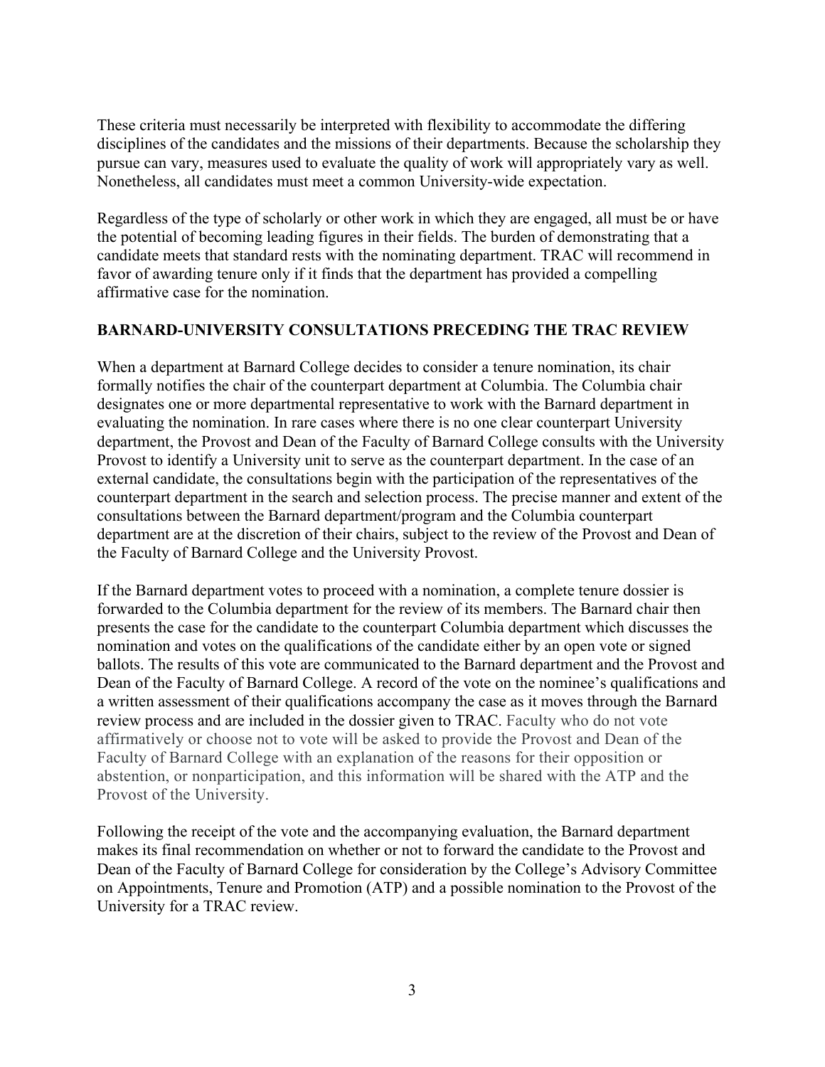These criteria must necessarily be interpreted with flexibility to accommodate the differing disciplines of the candidates and the missions of their departments. Because the scholarship they pursue can vary, measures used to evaluate the quality of work will appropriately vary as well. Nonetheless, all candidates must meet a common University-wide expectation.

Regardless of the type of scholarly or other work in which they are engaged, all must be or have the potential of becoming leading figures in their fields. The burden of demonstrating that a candidate meets that standard rests with the nominating department. TRAC will recommend in favor of awarding tenure only if it finds that the department has provided a compelling affirmative case for the nomination.

## BARNARD-UNIVERSITY CONSULTATIONS PRECEDING THE TRAC REVIEW

When a department at Barnard College decides to consider a tenure nomination, its chair formally notifies the chair of the counterpart department at Columbia. The Columbia chair designates one or more departmental representative to work with the Barnard department in evaluating the nomination. In rare cases where there is no one clear counterpart University department, the Provost and Dean of the Faculty of Barnard College consults with the University Provost to identify a University unit to serve as the counterpart department. In the case of an external candidate, the consultations begin with the participation of the representatives of the counterpart department in the search and selection process. The precise manner and extent of the consultations between the Barnard department/program and the Columbia counterpart department are at the discretion of their chairs, subject to the review of the Provost and Dean of the Faculty of Barnard College and the University Provost.

If the Barnard department votes to proceed with a nomination, a complete tenure dossier is forwarded to the Columbia department for the review of its members. The Barnard chair then presents the case for the candidate to the counterpart Columbia department which discusses the nomination and votes on the qualifications of the candidate either by an open vote or signed ballots. The results of this vote are communicated to the Barnard department and the Provost and Dean of the Faculty of Barnard College. A record of the vote on the nominee's qualifications and a written assessment of their qualifications accompany the case as it moves through the Barnard review process and are included in the dossier given to TRAC. Faculty who do not vote affirmatively or choose not to vote will be asked to provide the Provost and Dean of the Faculty of Barnard College with an explanation of the reasons for their opposition or abstention, or nonparticipation, and this information will be shared with the ATP and the Provost of the University.

Following the receipt of the vote and the accompanying evaluation, the Barnard department makes its final recommendation on whether or not to forward the candidate to the Provost and Dean of the Faculty of Barnard College for consideration by the College's Advisory Committee on Appointments, Tenure and Promotion (ATP) and a possible nomination to the Provost of the University for a TRAC review.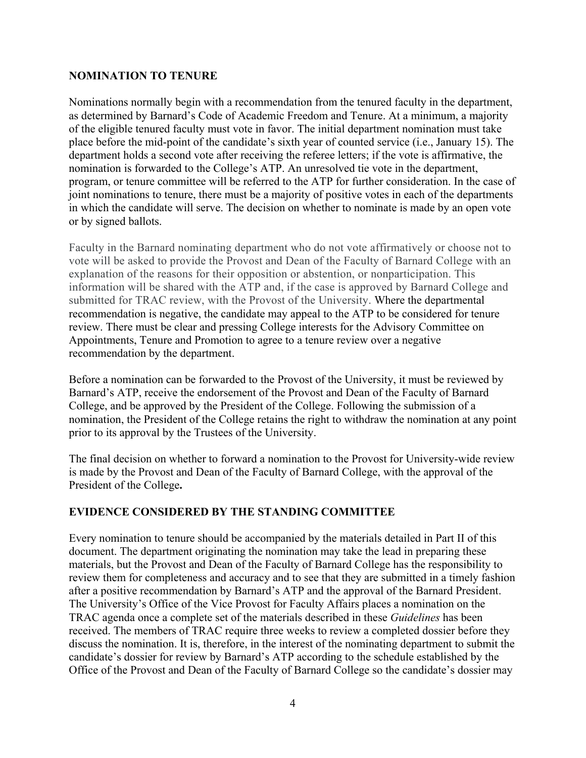## NOMINATION TO TENURE

Nominations normally begin with a recommendation from the tenured faculty in the department, as determined by Barnard's Code of Academic Freedom and Tenure. At a minimum, a majority of the eligible tenured faculty must vote in favor. The initial department nomination must take place before the mid-point of the candidate's sixth year of counted service (i.e., January 15). The department holds a second vote after receiving the referee letters; if the vote is affirmative, the nomination is forwarded to the College's ATP. An unresolved tie vote in the department, program, or tenure committee will be referred to the ATP for further consideration. In the case of joint nominations to tenure, there must be a majority of positive votes in each of the departments in which the candidate will serve. The decision on whether to nominate is made by an open vote or by signed ballots.

Faculty in the Barnard nominating department who do not vote affirmatively or choose not to vote will be asked to provide the Provost and Dean of the Faculty of Barnard College with an explanation of the reasons for their opposition or abstention, or nonparticipation. This information will be shared with the ATP and, if the case is approved by Barnard College and submitted for TRAC review, with the Provost of the University. Where the departmental recommendation is negative, the candidate may appeal to the ATP to be considered for tenure review. There must be clear and pressing College interests for the Advisory Committee on Appointments, Tenure and Promotion to agree to a tenure review over a negative recommendation by the department.

Before a nomination can be forwarded to the Provost of the University, it must be reviewed by Barnard's ATP, receive the endorsement of the Provost and Dean of the Faculty of Barnard College, and be approved by the President of the College. Following the submission of a nomination, the President of the College retains the right to withdraw the nomination at any point prior to its approval by the Trustees of the University.

The final decision on whether to forward a nomination to the Provost for University-wide review is made by the Provost and Dean of the Faculty of Barnard College, with the approval of the President of the College.

## EVIDENCE CONSIDERED BY THE STANDING COMMITTEE

Every nomination to tenure should be accompanied by the materials detailed in Part II of this document. The department originating the nomination may take the lead in preparing these materials, but the Provost and Dean of the Faculty of Barnard College has the responsibility to review them for completeness and accuracy and to see that they are submitted in a timely fashion after a positive recommendation by Barnard's ATP and the approval of the Barnard President. The University's Office of the Vice Provost for Faculty Affairs places a nomination on the TRAC agenda once a complete set of the materials described in these *Guidelines* has been received. The members of TRAC require three weeks to review a completed dossier before they discuss the nomination. It is, therefore, in the interest of the nominating department to submit the candidate's dossier for review by Barnard's ATP according to the schedule established by the Office of the Provost and Dean of the Faculty of Barnard College so the candidate's dossier may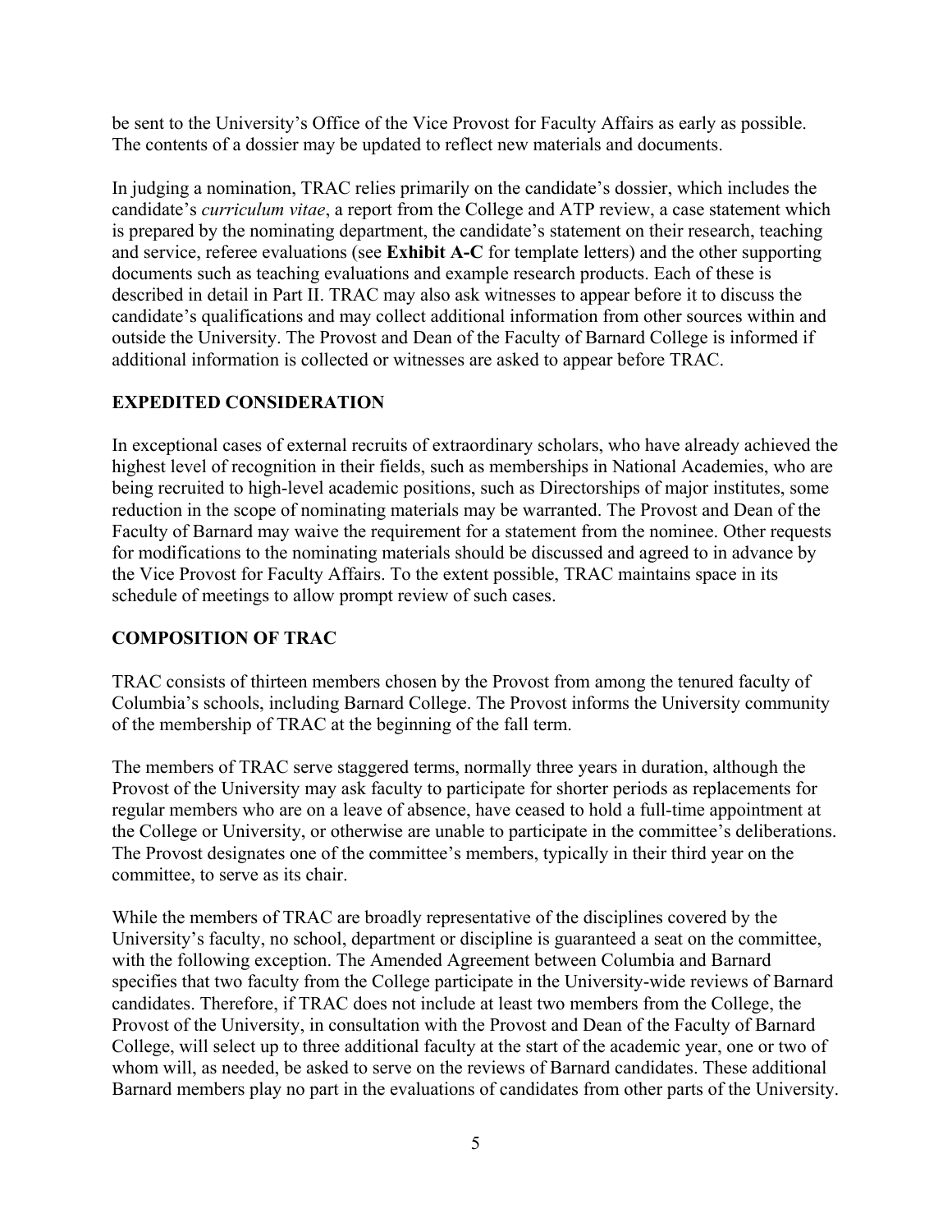be sent to the University's Office of the Vice Provost for Faculty Affairs as early as possible. The contents of a dossier may be updated to reflect new materials and documents.

In judging a nomination, TRAC relies primarily on the candidate's dossier, which includes the candidate's *curriculum vitae*, a report from the College and ATP review, a case statement which is prepared by the nominating department, the candidate's statement on their research, teaching and service, referee evaluations (see **Exhibit A-C** for template letters) and the other supporting documents such as teaching evaluations and example research products. Each of these is described in detail in Part II. TRAC may also ask witnesses to appear before it to discuss the candidate's qualifications and may collect additional information from other sources within and outside the University. The Provost and Dean of the Faculty of Barnard College is informed if additional information is collected or witnesses are asked to appear before TRAC.

## EXPEDITED CONSIDERATION

In exceptional cases of external recruits of extraordinary scholars, who have already achieved the highest level of recognition in their fields, such as memberships in National Academies, who are being recruited to high-level academic positions, such as Directorships of major institutes, some reduction in the scope of nominating materials may be warranted. The Provost and Dean of the Faculty of Barnard may waive the requirement for a statement from the nominee. Other requests for modifications to the nominating materials should be discussed and agreed to in advance by the Vice Provost for Faculty Affairs. To the extent possible, TRAC maintains space in its schedule of meetings to allow prompt review of such cases.

## COMPOSITION OF TRAC

TRAC consists of thirteen members chosen by the Provost from among the tenured faculty of Columbia's schools, including Barnard College. The Provost informs the University community of the membership of TRAC at the beginning of the fall term.

The members of TRAC serve staggered terms, normally three years in duration, although the Provost of the University may ask faculty to participate for shorter periods as replacements for regular members who are on a leave of absence, have ceased to hold a full-time appointment at the College or University, or otherwise are unable to participate in the committee's deliberations. The Provost designates one of the committee's members, typically in their third year on the committee, to serve as its chair.

While the members of TRAC are broadly representative of the disciplines covered by the University's faculty, no school, department or discipline is guaranteed a seat on the committee, with the following exception. The Amended Agreement between Columbia and Barnard specifies that two faculty from the College participate in the University-wide reviews of Barnard candidates. Therefore, if TRAC does not include at least two members from the College, the Provost of the University, in consultation with the Provost and Dean of the Faculty of Barnard College, will select up to three additional faculty at the start of the academic year, one or two of whom will, as needed, be asked to serve on the reviews of Barnard candidates. These additional Barnard members play no part in the evaluations of candidates from other parts of the University.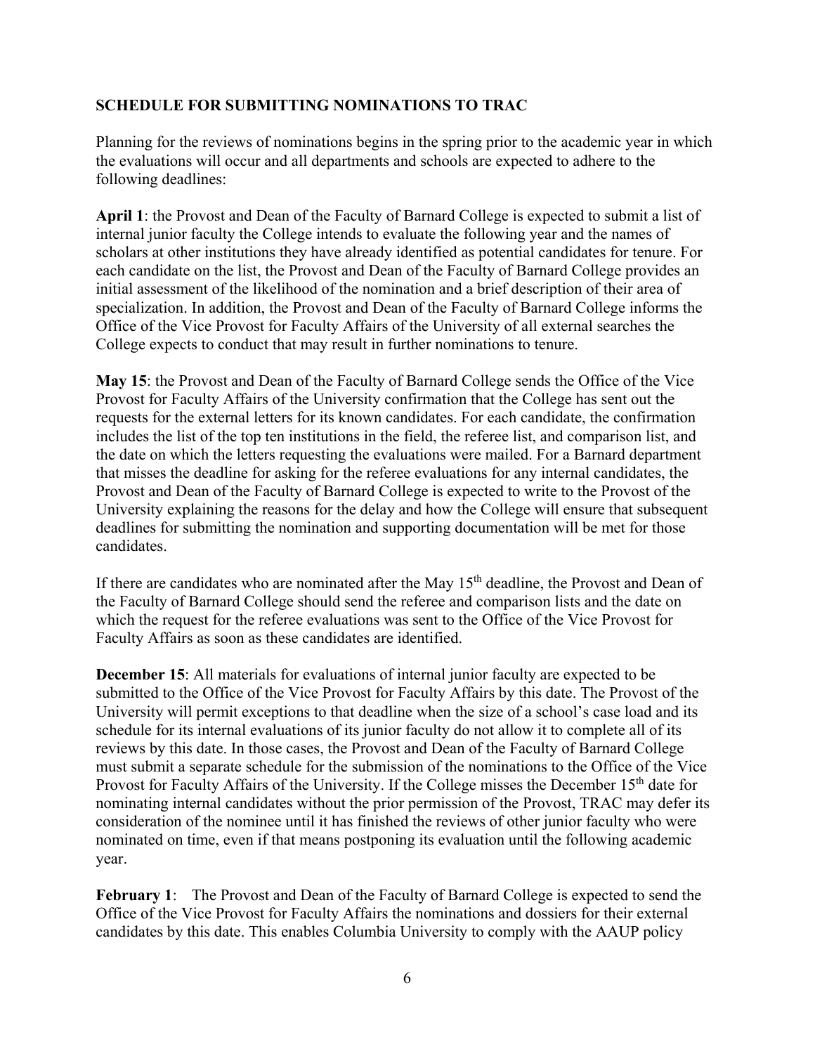**SCHEDULE FOR SUBMITTING NOMINATIONS TO TRAC**

Planning for the reviews of nominations begins in the spring prior to the academic year in which the evaluations will occur and all departments and schools are expected to adhere to the following deadlines:

**April 1**: the Provost and Dean of the Faculty of Barnard College is expected to submit a list of internal junior faculty the College intends to evaluate the following year and the names of scholars at other institutions they have already identified as potential candidates for tenure. For each candidate on the list, the Provost and Dean of the Faculty of Barnard College provides an initial assessment of the likelihood of the nomination and a brief description of their area of specialization. In addition, the Provost and Dean of the Faculty of Barnard College informs the Office of the Vice Provost for Faculty Affairs of the University of all external searches the College expects to conduct that may result in further nominations to tenure.

**May 15**: the Provost and Dean of the Faculty of Barnard College sends the Office of the Vice Provost for Faculty Affairs of the University confirmation that the College has sent out the requests for the external letters for its known candidates. For each candidate, the confirmation includes the list of the top ten institutions in the field, the referee list, and comparison list, and the date on which the letters requesting the evaluations were mailed. For a Barnard department that misses the deadline for asking for the referee evaluations for any internal candidates, the Provost and Dean of the Faculty of Barnard College is expected to write to the Provost of the University explaining the reasons for the delay and how the College will ensure that subsequent deadlines for submitting the nomination and supporting documentation will be met for those candidates.

If there are candidates who are nominated after the May 15th deadline, the Provost and Dean of the Faculty of Barnard College should send the referee and comparison lists and the date on which the request for the referee evaluations was sent to the Office of the Vice Provost for Faculty Affairs as soon as these candidates are identified.

**December 15**: All materials for evaluations of internal junior faculty are expected to be submitted to the Office of the Vice Provost for Faculty Affairs by this date. The Provost of the University will permit exceptions to that deadline when the size of a school's case load and its schedule for its internal evaluations of its junior faculty do not allow it to complete all of its reviews by this date. In those cases, the Provost and Dean of the Faculty of Barnard College must submit a separate schedule for the submission of the nominations to the Office of the Vice Provost for Faculty Affairs of the University. If the College misses the December 15th date for nominating internal candidates without the prior permission of the Provost, TRAC may defer its consideration of the nominee until it has finished the reviews of other junior faculty who were nominated on time, even if that means postponing its evaluation until the following academic year.

**February 1**: The Provost and Dean of the Faculty of Barnard College is expected to send the Office of the Vice Provost for Faculty Affairs the nominations and dossiers for their external candidates by this date. This enables Columbia University to comply with the AAUP policy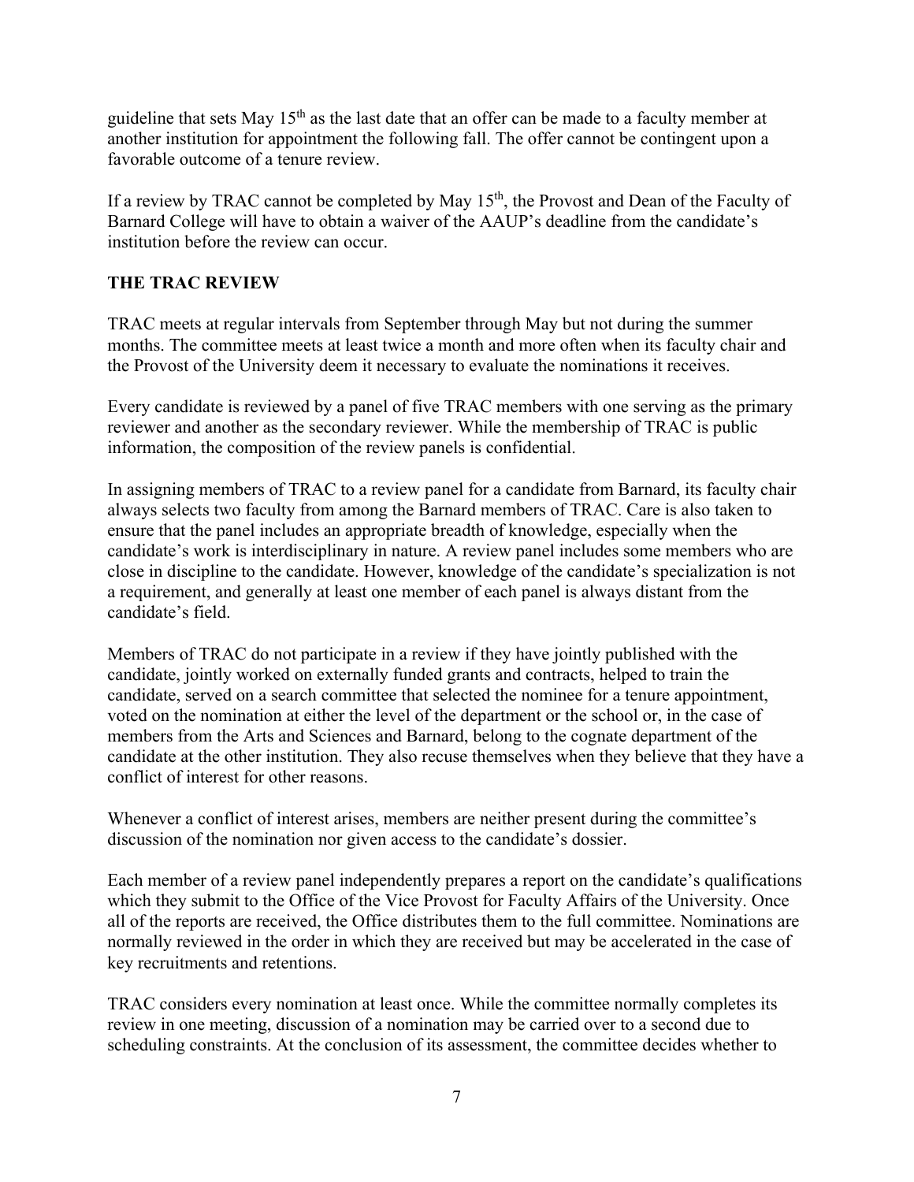guideline that sets May 15th as the last date that an offer can be made to a faculty member at another institution for appointment the following fall. The offer cannot be contingent upon a favorable outcome of a tenure review.

If a review by TRAC cannot be completed by May 15th, the Provost and Dean of the Faculty of Barnard College will have to obtain a waiver of the AAUP's deadline from the candidate's institution before the review can occur.

## THE TRAC REVIEW

TRAC meets at regular intervals from September through May but not during the summer months. The committee meets at least twice a month and more often when its faculty chair and the Provost of the University deem it necessary to evaluate the nominations it receives.

Every candidate is reviewed by a panel of five TRAC members with one serving as the primary reviewer and another as the secondary reviewer. While the membership of TRAC is public information, the composition of the review panels is confidential.

In assigning members of TRAC to a review panel for a candidate from Barnard, its faculty chair always selects two faculty from among the Barnard members of TRAC. Care is also taken to ensure that the panel includes an appropriate breadth of knowledge, especially when the candidate's work is interdisciplinary in nature. A review panel includes some members who are close in discipline to the candidate. However, knowledge of the candidate's specialization is not a requirement, and generally at least one member of each panel is always distant from the candidate's field.

Members of TRAC do not participate in a review if they have jointly published with the candidate, jointly worked on externally funded grants and contracts, helped to train the candidate, served on a search committee that selected the nominee for a tenure appointment, voted on the nomination at either the level of the department or the school or, in the case of members from the Arts and Sciences and Barnard, belong to the cognate department of the candidate at the other institution. They also recuse themselves when they believe that they have a conflict of interest for other reasons.

Whenever a conflict of interest arises, members are neither present during the committee's discussion of the nomination nor given access to the candidate's dossier.

Each member of a review panel independently prepares a report on the candidate's qualifications which they submit to the Office of the Vice Provost for Faculty Affairs of the University. Once all of the reports are received, the Office distributes them to the full committee. Nominations are normally reviewed in the order in which they are received but may be accelerated in the case of key recruitments and retentions.

TRAC considers every nomination at least once. While the committee normally completes its review in one meeting, discussion of a nomination may be carried over to a second due to scheduling constraints. At the conclusion of its assessment, the committee decides whether to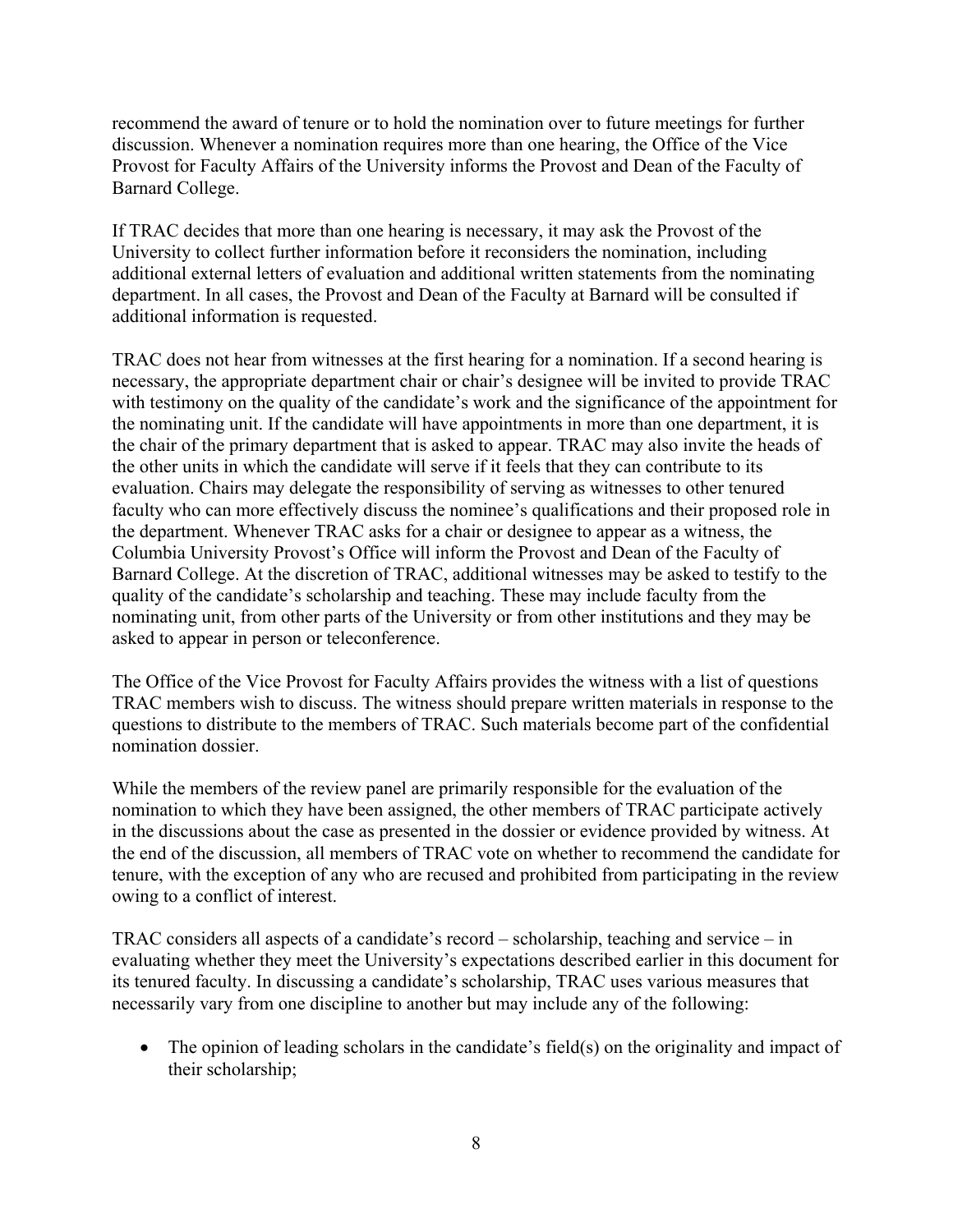recommend the award of tenure or to hold the nomination over to future meetings for further discussion. Whenever a nomination requires more than one hearing, the Office of the Vice Provost for Faculty Affairs of the University informs the Provost and Dean of the Faculty of Barnard College.

If TRAC decides that more than one hearing is necessary, it may ask the Provost of the University to collect further information before it reconsiders the nomination, including additional external letters of evaluation and additional written statements from the nominating department. In all cases, the Provost and Dean of the Faculty at Barnard will be consulted if additional information is requested.

TRAC does not hear from witnesses at the first hearing for a nomination. If a second hearing is necessary, the appropriate department chair or chair's designee will be invited to provide TRAC with testimony on the quality of the candidate's work and the significance of the appointment for the nominating unit. If the candidate will have appointments in more than one department, it is the chair of the primary department that is asked to appear. TRAC may also invite the heads of the other units in which the candidate will serve if it feels that they can contribute to its evaluation. Chairs may delegate the responsibility of serving as witnesses to other tenured faculty who can more effectively discuss the nominee's qualifications and their proposed role in the department. Whenever TRAC asks for a chair or designee to appear as a witness, the Columbia University Provost's Office will inform the Provost and Dean of the Faculty of Barnard College. At the discretion of TRAC, additional witnesses may be asked to testify to the quality of the candidate's scholarship and teaching. These may include faculty from the nominating unit, from other parts of the University or from other institutions and they may be asked to appear in person or teleconference.

The Office of the Vice Provost for Faculty Affairs provides the witness with a list of questions TRAC members wish to discuss. The witness should prepare written materials in response to the questions to distribute to the members of TRAC. Such materials become part of the confidential nomination dossier.

While the members of the review panel are primarily responsible for the evaluation of the nomination to which they have been assigned, the other members of TRAC participate actively in the discussions about the case as presented in the dossier or evidence provided by witness. At the end of the discussion, all members of TRAC vote on whether to recommend the candidate for tenure, with the exception of any who are recused and prohibited from participating in the review owing to a conflict of interest.

TRAC considers all aspects of a candidate's record – scholarship, teaching and service – in evaluating whether they meet the University's expectations described earlier in this document for its tenured faculty. In discussing a candidate's scholarship, TRAC uses various measures that necessarily vary from one discipline to another but may include any of the following:

- The opinion of leading scholars in the candidate's field(s) on the originality and impact of their scholarship;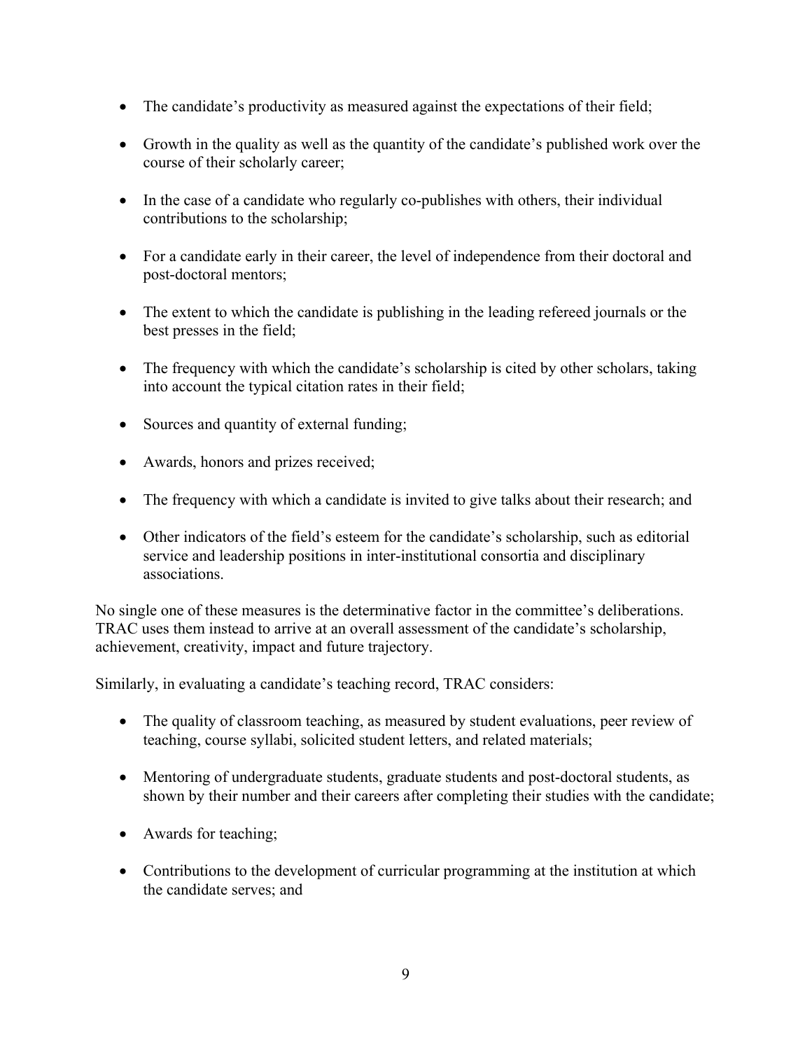- The candidate's productivity as measured against the expectations of their field;

- Growth in the quality as well as the quantity of the candidate's published work over the course of their scholarly career;

- In the case of a candidate who regularly co-publishes with others, their individual contributions to the scholarship;

- For a candidate early in their career, the level of independence from their doctoral and post-doctoral mentors;

- The extent to which the candidate is publishing in the leading refereed journals or the best presses in the field;

- The frequency with which the candidate's scholarship is cited by other scholars, taking into account the typical citation rates in their field;

- Sources and quantity of external funding;

- Awards, honors and prizes received;

- The frequency with which a candidate is invited to give talks about their research; and

- Other indicators of the field's esteem for the candidate's scholarship, such as editorial service and leadership positions in inter-institutional consortia and disciplinary associations.

No single one of these measures is the determinative factor in the committee's deliberations. TRAC uses them instead to arrive at an overall assessment of the candidate's scholarship, achievement, creativity, impact and future trajectory.

Similarly, in evaluating a candidate's teaching record, TRAC considers:

- The quality of classroom teaching, as measured by student evaluations, peer review of teaching, course syllabi, solicited student letters, and related materials;

- Mentoring of undergraduate students, graduate students and post-doctoral students, as shown by their number and their careers after completing their studies with the candidate;

- Awards for teaching;

- Contributions to the development of curricular programming at the institution at which the candidate serves; and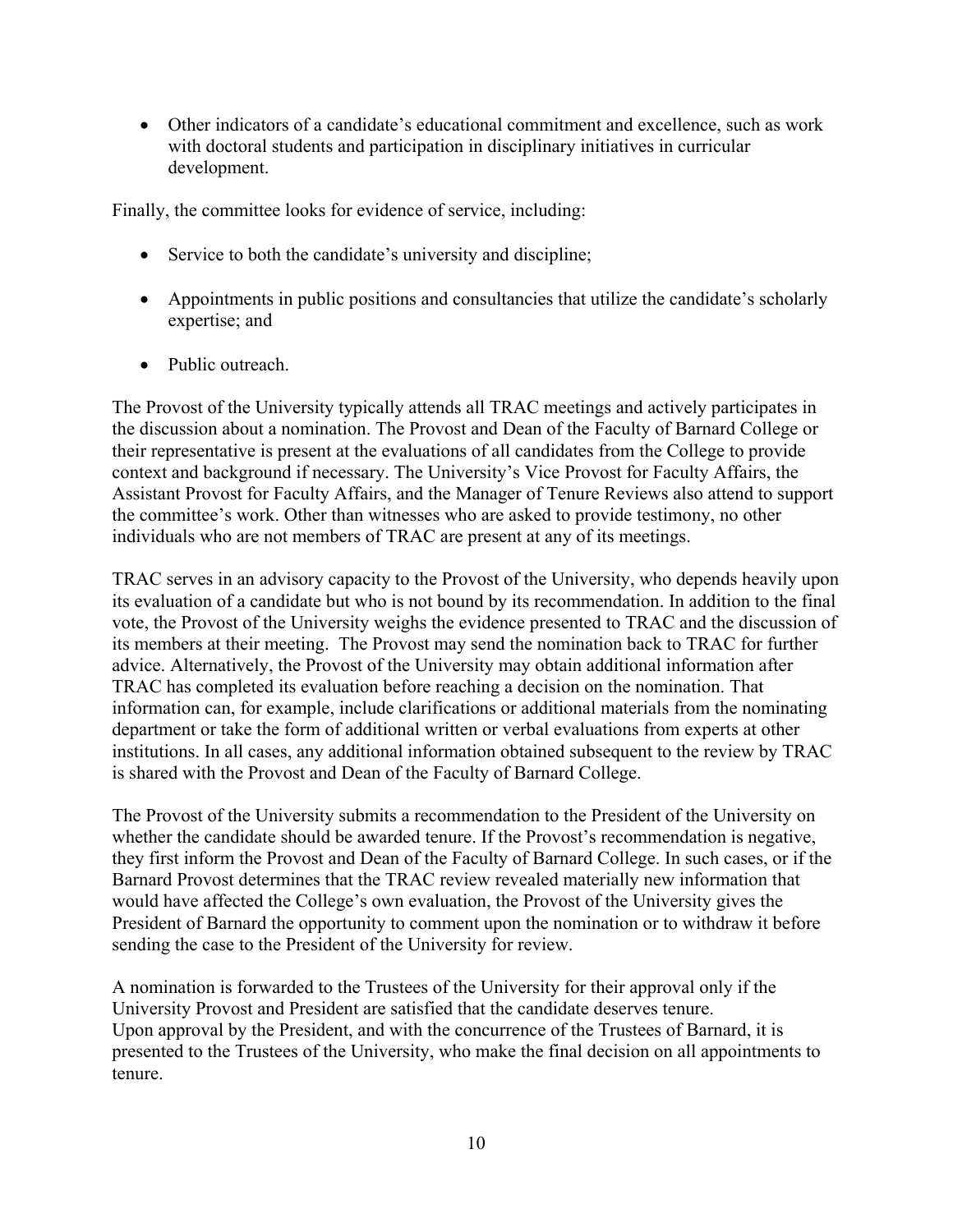- Other indicators of a candidate's educational commitment and excellence, such as work with doctoral students and participation in disciplinary initiatives in curricular development.

Finally, the committee looks for evidence of service, including:

- Service to both the candidate's university and discipline;
- Appointments in public positions and consultancies that utilize the candidate's scholarly expertise; and
- Public outreach.

The Provost of the University typically attends all TRAC meetings and actively participates in the discussion about a nomination. The Provost and Dean of the Faculty of Barnard College or their representative is present at the evaluations of all candidates from the College to provide context and background if necessary. The University's Vice Provost for Faculty Affairs, the Assistant Provost for Faculty Affairs, and the Manager of Tenure Reviews also attend to support the committee's work. Other than witnesses who are asked to provide testimony, no other individuals who are not members of TRAC are present at any of its meetings.

TRAC serves in an advisory capacity to the Provost of the University, who depends heavily upon its evaluation of a candidate but who is not bound by its recommendation. In addition to the final vote, the Provost of the University weighs the evidence presented to TRAC and the discussion of its members at their meeting. The Provost may send the nomination back to TRAC for further advice. Alternatively, the Provost of the University may obtain additional information after TRAC has completed its evaluation before reaching a decision on the nomination. That information can, for example, include clarifications or additional materials from the nominating department or take the form of additional written or verbal evaluations from experts at other institutions. In all cases, any additional information obtained subsequent to the review by TRAC is shared with the Provost and Dean of the Faculty of Barnard College.

The Provost of the University submits a recommendation to the President of the University on whether the candidate should be awarded tenure. If the Provost's recommendation is negative, they first inform the Provost and Dean of the Faculty of Barnard College. In such cases, or if the Barnard Provost determines that the TRAC review revealed materially new information that would have affected the College's own evaluation, the Provost of the University gives the President of Barnard the opportunity to comment upon the nomination or to withdraw it before sending the case to the President of the University for review.

A nomination is forwarded to the Trustees of the University for their approval only if the University Provost and President are satisfied that the candidate deserves tenure.
Upon approval by the President, and with the concurrence of the Trustees of Barnard, it is presented to the Trustees of the University, who make the final decision on all appointments to tenure.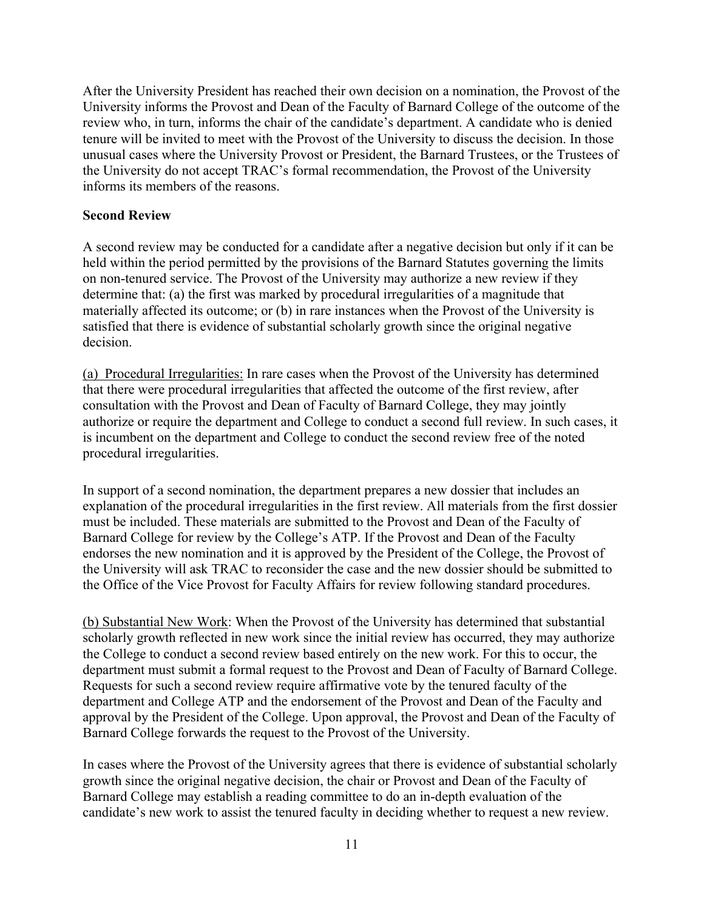After the University President has reached their own decision on a nomination, the Provost of the University informs the Provost and Dean of the Faculty of Barnard College of the outcome of the review who, in turn, informs the chair of the candidate's department. A candidate who is denied tenure will be invited to meet with the Provost of the University to discuss the decision. In those unusual cases where the University Provost or President, the Barnard Trustees, or the Trustees of the University do not accept TRAC's formal recommendation, the Provost of the University informs its members of the reasons.

**Second Review**

A second review may be conducted for a candidate after a negative decision but only if it can be held within the period permitted by the provisions of the Barnard Statutes governing the limits on non-tenured service. The Provost of the University may authorize a new review if they determine that: (a) the first was marked by procedural irregularities of a magnitude that materially affected its outcome; or (b) in rare instances when the Provost of the University is satisfied that there is evidence of substantial scholarly growth since the original negative decision.

<u>(a) Procedural Irregularities:</u> In rare cases when the Provost of the University has determined that there were procedural irregularities that affected the outcome of the first review, after consultation with the Provost and Dean of Faculty of Barnard College, they may jointly authorize or require the department and College to conduct a second full review. In such cases, it is incumbent on the department and College to conduct the second review free of the noted procedural irregularities.

In support of a second nomination, the department prepares a new dossier that includes an explanation of the procedural irregularities in the first review. All materials from the first dossier must be included. These materials are submitted to the Provost and Dean of the Faculty of Barnard College for review by the College's ATP. If the Provost and Dean of the Faculty endorses the new nomination and it is approved by the President of the College, the Provost of the University will ask TRAC to reconsider the case and the new dossier should be submitted to the Office of the Vice Provost for Faculty Affairs for review following standard procedures.

<u>(b) Substantial New Work</u>: When the Provost of the University has determined that substantial scholarly growth reflected in new work since the initial review has occurred, they may authorize the College to conduct a second review based entirely on the new work. For this to occur, the department must submit a formal request to the Provost and Dean of Faculty of Barnard College. Requests for such a second review require affirmative vote by the tenured faculty of the department and College ATP and the endorsement of the Provost and Dean of the Faculty and approval by the President of the College. Upon approval, the Provost and Dean of the Faculty of Barnard College forwards the request to the Provost of the University.

In cases where the Provost of the University agrees that there is evidence of substantial scholarly growth since the original negative decision, the chair or Provost and Dean of the Faculty of Barnard College may establish a reading committee to do an in-depth evaluation of the candidate's new work to assist the tenured faculty in deciding whether to request a new review.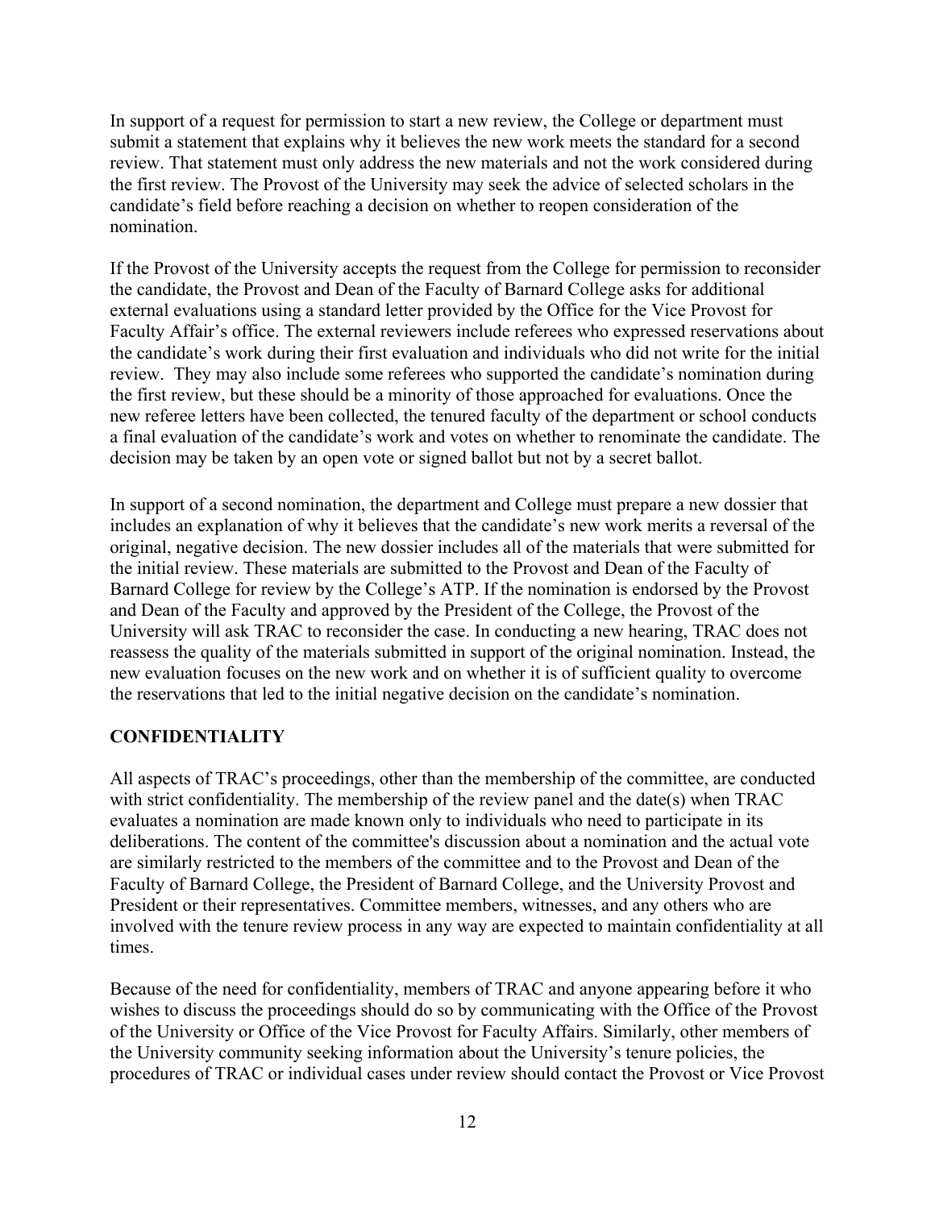In support of a request for permission to start a new review, the College or department must submit a statement that explains why it believes the new work meets the standard for a second review. That statement must only address the new materials and not the work considered during the first review. The Provost of the University may seek the advice of selected scholars in the candidate's field before reaching a decision on whether to reopen consideration of the nomination.

If the Provost of the University accepts the request from the College for permission to reconsider the candidate, the Provost and Dean of the Faculty of Barnard College asks for additional external evaluations using a standard letter provided by the Office for the Vice Provost for Faculty Affair's office. The external reviewers include referees who expressed reservations about the candidate's work during their first evaluation and individuals who did not write for the initial review. They may also include some referees who supported the candidate's nomination during the first review, but these should be a minority of those approached for evaluations. Once the new referee letters have been collected, the tenured faculty of the department or school conducts a final evaluation of the candidate's work and votes on whether to renominate the candidate. The decision may be taken by an open vote or signed ballot but not by a secret ballot.

In support of a second nomination, the department and College must prepare a new dossier that includes an explanation of why it believes that the candidate's new work merits a reversal of the original, negative decision. The new dossier includes all of the materials that were submitted for the initial review. These materials are submitted to the Provost and Dean of the Faculty of Barnard College for review by the College's ATP. If the nomination is endorsed by the Provost and Dean of the Faculty and approved by the President of the College, the Provost of the University will ask TRAC to reconsider the case. In conducting a new hearing, TRAC does not reassess the quality of the materials submitted in support of the original nomination. Instead, the new evaluation focuses on the new work and on whether it is of sufficient quality to overcome the reservations that led to the initial negative decision on the candidate's nomination.

## CONFIDENTIALITY

All aspects of TRAC's proceedings, other than the membership of the committee, are conducted with strict confidentiality. The membership of the review panel and the date(s) when TRAC evaluates a nomination are made known only to individuals who need to participate in its deliberations. The content of the committee's discussion about a nomination and the actual vote are similarly restricted to the members of the committee and to the Provost and Dean of the Faculty of Barnard College, the President of Barnard College, and the University Provost and President or their representatives. Committee members, witnesses, and any others who are involved with the tenure review process in any way are expected to maintain confidentiality at all times.

Because of the need for confidentiality, members of TRAC and anyone appearing before it who wishes to discuss the proceedings should do so by communicating with the Office of the Provost of the University or Office of the Vice Provost for Faculty Affairs. Similarly, other members of the University community seeking information about the University's tenure policies, the procedures of TRAC or individual cases under review should contact the Provost or Vice Provost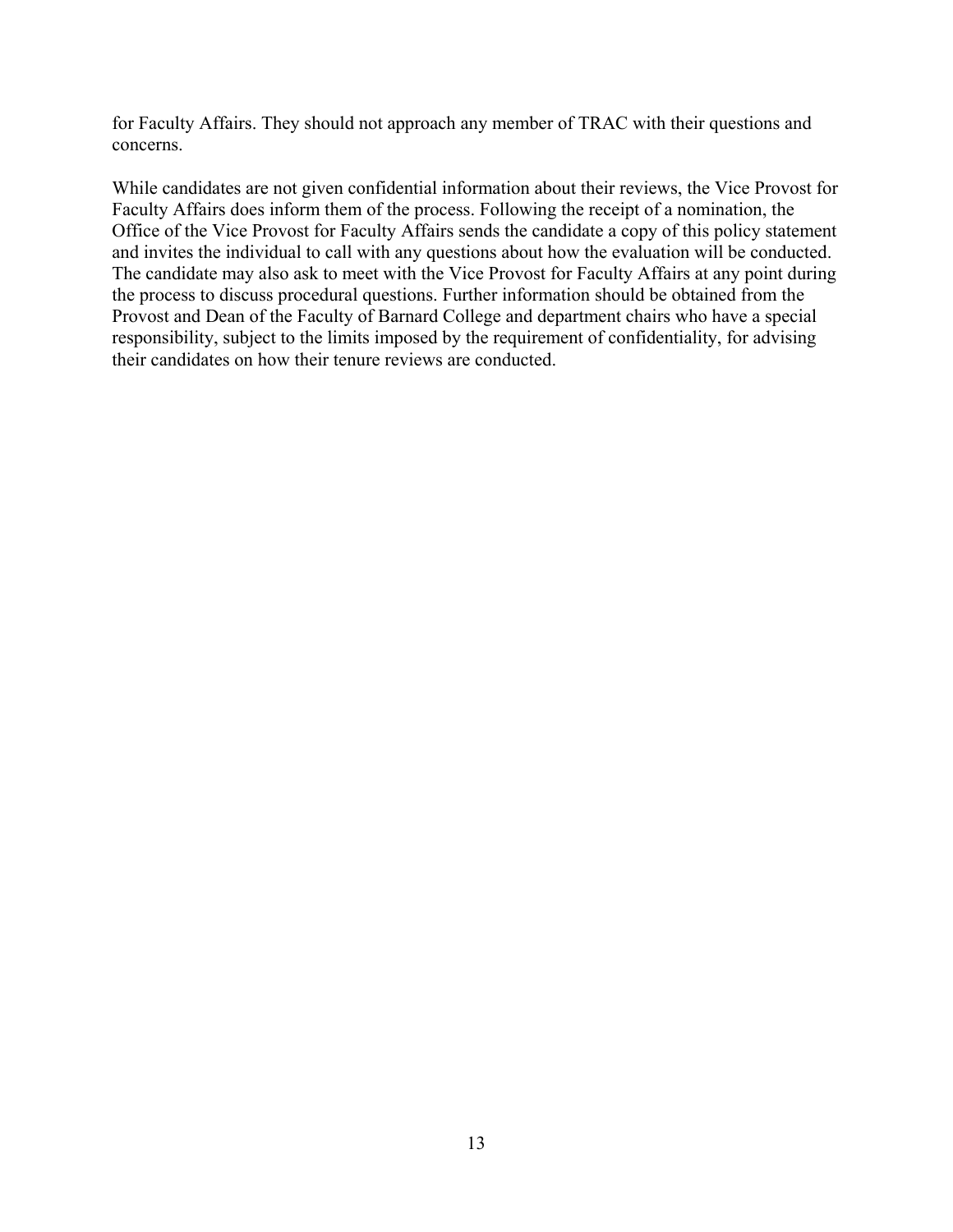for Faculty Affairs. They should not approach any member of TRAC with their questions and concerns.

While candidates are not given confidential information about their reviews, the Vice Provost for Faculty Affairs does inform them of the process. Following the receipt of a nomination, the Office of the Vice Provost for Faculty Affairs sends the candidate a copy of this policy statement and invites the individual to call with any questions about how the evaluation will be conducted. The candidate may also ask to meet with the Vice Provost for Faculty Affairs at any point during the process to discuss procedural questions. Further information should be obtained from the Provost and Dean of the Faculty of Barnard College and department chairs who have a special responsibility, subject to the limits imposed by the requirement of confidentiality, for advising their candidates on how their tenure reviews are conducted.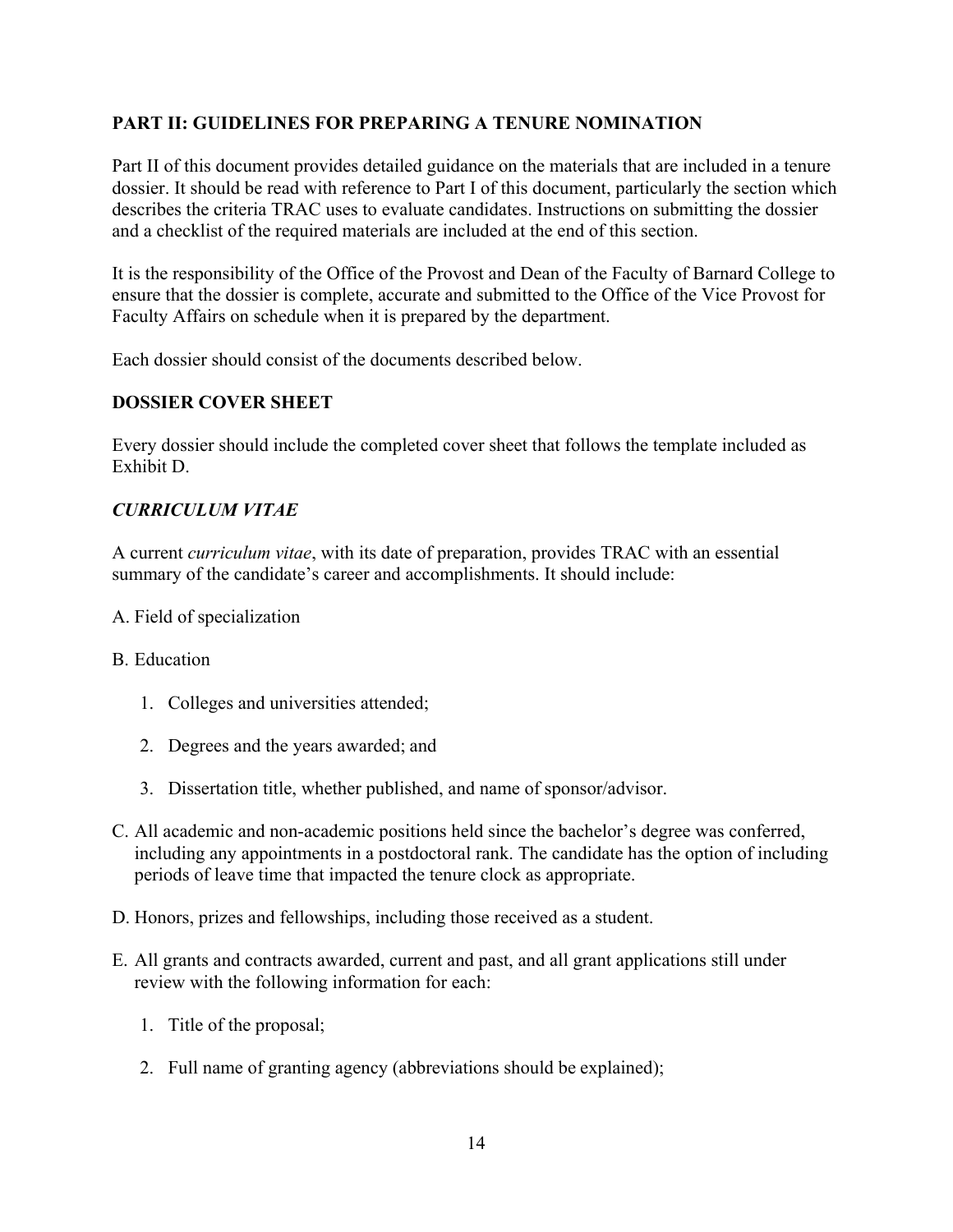## PART II: GUIDELINES FOR PREPARING A TENURE NOMINATION

Part II of this document provides detailed guidance on the materials that are included in a tenure dossier. It should be read with reference to Part I of this document, particularly the section which describes the criteria TRAC uses to evaluate candidates. Instructions on submitting the dossier and a checklist of the required materials are included at the end of this section.

It is the responsibility of the Office of the Provost and Dean of the Faculty of Barnard College to ensure that the dossier is complete, accurate and submitted to the Office of the Vice Provost for Faculty Affairs on schedule when it is prepared by the department.

Each dossier should consist of the documents described below.

### DOSSIER COVER SHEET

Every dossier should include the completed cover sheet that follows the template included as Exhibit D.

### *CURRICULUM VITAE*

A current *curriculum vitae*, with its date of preparation, provides TRAC with an essential summary of the candidate's career and accomplishments. It should include:

A. Field of specialization

B. Education

1. Colleges and universities attended;
2. Degrees and the years awarded; and
3. Dissertation title, whether published, and name of sponsor/advisor.

C. All academic and non-academic positions held since the bachelor's degree was conferred, including any appointments in a postdoctoral rank. The candidate has the option of including periods of leave time that impacted the tenure clock as appropriate.

D. Honors, prizes and fellowships, including those received as a student.

E. All grants and contracts awarded, current and past, and all grant applications still under review with the following information for each:

1. Title of the proposal;
2. Full name of granting agency (abbreviations should be explained);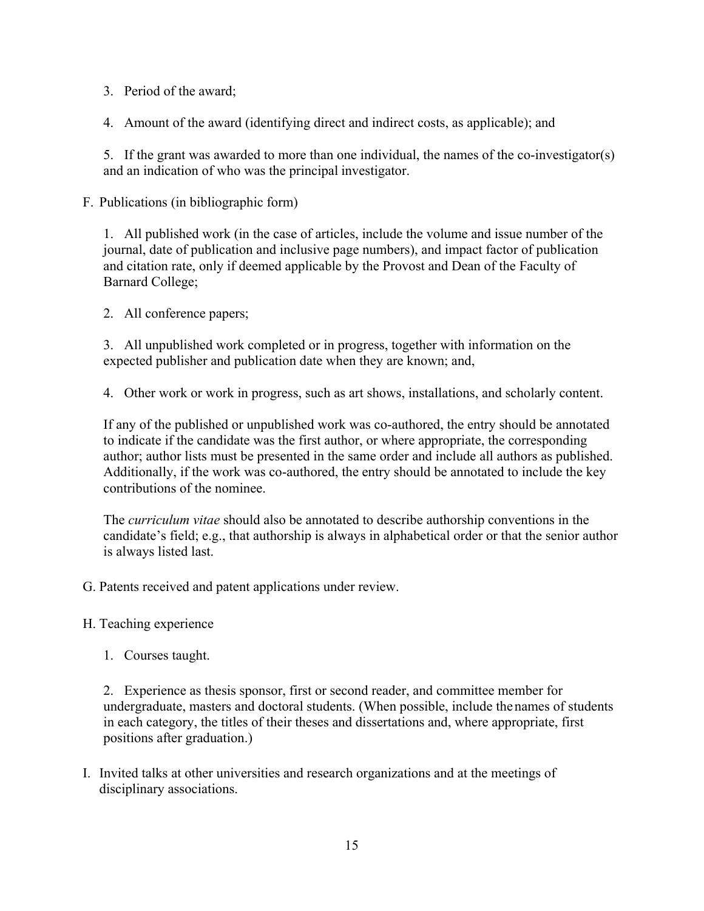3. Period of the award;

4. Amount of the award (identifying direct and indirect costs, as applicable); and

5. If the grant was awarded to more than one individual, the names of the co-investigator(s) and an indication of who was the principal investigator.

F. Publications (in bibliographic form)

1. All published work (in the case of articles, include the volume and issue number of the journal, date of publication and inclusive page numbers), and impact factor of publication and citation rate, only if deemed applicable by the Provost and Dean of the Faculty of Barnard College;

2. All conference papers;

3. All unpublished work completed or in progress, together with information on the expected publisher and publication date when they are known; and,

4. Other work or work in progress, such as art shows, installations, and scholarly content.

If any of the published or unpublished work was co-authored, the entry should be annotated to indicate if the candidate was the first author, or where appropriate, the corresponding author; author lists must be presented in the same order and include all authors as published. Additionally, if the work was co-authored, the entry should be annotated to include the key contributions of the nominee.

The *curriculum vitae* should also be annotated to describe authorship conventions in the candidate's field; e.g., that authorship is always in alphabetical order or that the senior author is always listed last.

G. Patents received and patent applications under review.

H. Teaching experience

1. Courses taught.

2. Experience as thesis sponsor, first or second reader, and committee member for undergraduate, masters and doctoral students. (When possible, include the names of students in each category, the titles of their theses and dissertations and, where appropriate, first positions after graduation.)

I. Invited talks at other universities and research organizations and at the meetings of disciplinary associations.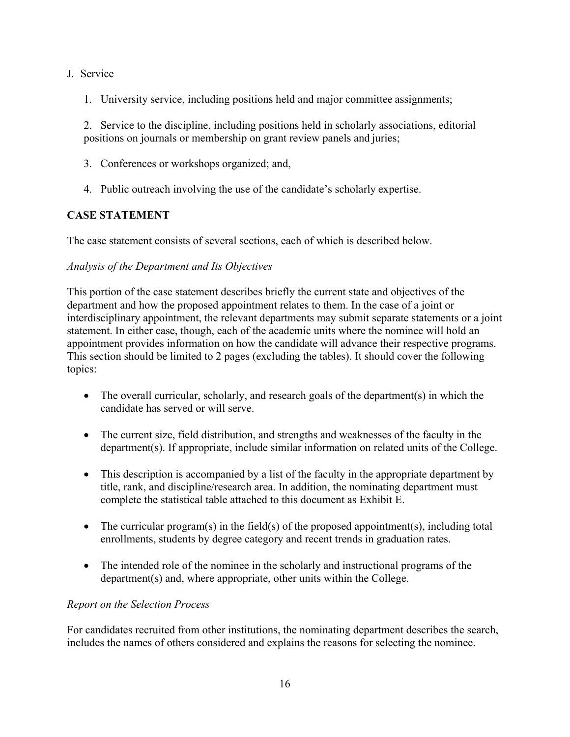J. Service

1. University service, including positions held and major committee assignments;

2. Service to the discipline, including positions held in scholarly associations, editorial positions on journals or membership on grant review panels and juries;

3. Conferences or workshops organized; and,

4. Public outreach involving the use of the candidate's scholarly expertise.

## CASE STATEMENT

The case statement consists of several sections, each of which is described below.

*Analysis of the Department and Its Objectives*

This portion of the case statement describes briefly the current state and objectives of the department and how the proposed appointment relates to them. In the case of a joint or interdisciplinary appointment, the relevant departments may submit separate statements or a joint statement. In either case, though, each of the academic units where the nominee will hold an appointment provides information on how the candidate will advance their respective programs. This section should be limited to 2 pages (excluding the tables). It should cover the following topics:

- The overall curricular, scholarly, and research goals of the department(s) in which the candidate has served or will serve.

- The current size, field distribution, and strengths and weaknesses of the faculty in the department(s). If appropriate, include similar information on related units of the College.

- This description is accompanied by a list of the faculty in the appropriate department by title, rank, and discipline/research area. In addition, the nominating department must complete the statistical table attached to this document as Exhibit E.

- The curricular program(s) in the field(s) of the proposed appointment(s), including total enrollments, students by degree category and recent trends in graduation rates.

- The intended role of the nominee in the scholarly and instructional programs of the department(s) and, where appropriate, other units within the College.

*Report on the Selection Process*

For candidates recruited from other institutions, the nominating department describes the search, includes the names of others considered and explains the reasons for selecting the nominee.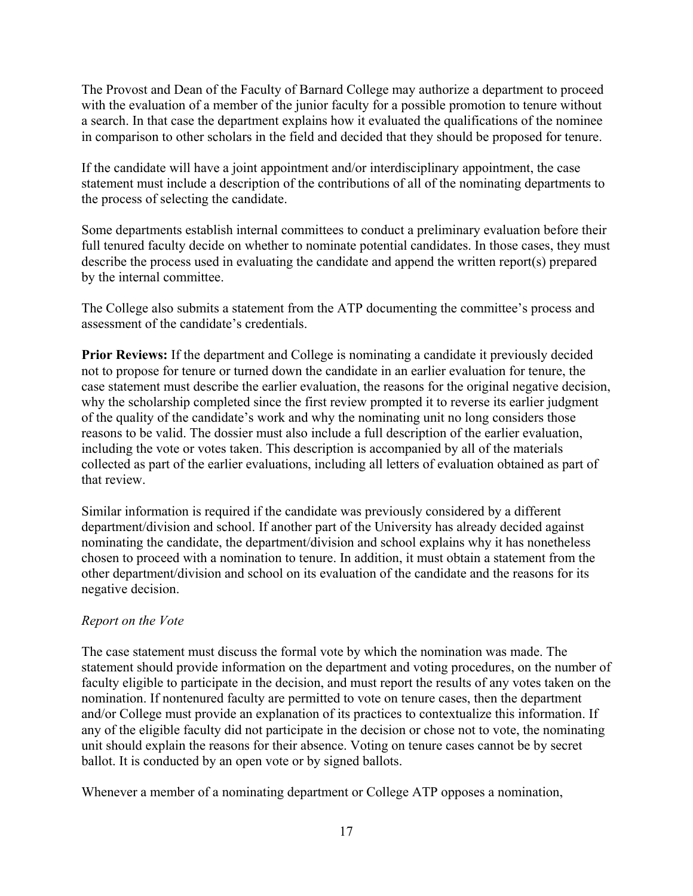The Provost and Dean of the Faculty of Barnard College may authorize a department to proceed with the evaluation of a member of the junior faculty for a possible promotion to tenure without a search. In that case the department explains how it evaluated the qualifications of the nominee in comparison to other scholars in the field and decided that they should be proposed for tenure.

If the candidate will have a joint appointment and/or interdisciplinary appointment, the case statement must include a description of the contributions of all of the nominating departments to the process of selecting the candidate.

Some departments establish internal committees to conduct a preliminary evaluation before their full tenured faculty decide on whether to nominate potential candidates. In those cases, they must describe the process used in evaluating the candidate and append the written report(s) prepared by the internal committee.

The College also submits a statement from the ATP documenting the committee's process and assessment of the candidate's credentials.

**Prior Reviews:** If the department and College is nominating a candidate it previously decided not to propose for tenure or turned down the candidate in an earlier evaluation for tenure, the case statement must describe the earlier evaluation, the reasons for the original negative decision, why the scholarship completed since the first review prompted it to reverse its earlier judgment of the quality of the candidate's work and why the nominating unit no long considers those reasons to be valid. The dossier must also include a full description of the earlier evaluation, including the vote or votes taken. This description is accompanied by all of the materials collected as part of the earlier evaluations, including all letters of evaluation obtained as part of that review.

Similar information is required if the candidate was previously considered by a different department/division and school. If another part of the University has already decided against nominating the candidate, the department/division and school explains why it has nonetheless chosen to proceed with a nomination to tenure. In addition, it must obtain a statement from the other department/division and school on its evaluation of the candidate and the reasons for its negative decision.

*Report on the Vote*

The case statement must discuss the formal vote by which the nomination was made. The statement should provide information on the department and voting procedures, on the number of faculty eligible to participate in the decision, and must report the results of any votes taken on the nomination. If nontenured faculty are permitted to vote on tenure cases, then the department and/or College must provide an explanation of its practices to contextualize this information. If any of the eligible faculty did not participate in the decision or chose not to vote, the nominating unit should explain the reasons for their absence. Voting on tenure cases cannot be by secret ballot. It is conducted by an open vote or by signed ballots.

Whenever a member of a nominating department or College ATP opposes a nomination,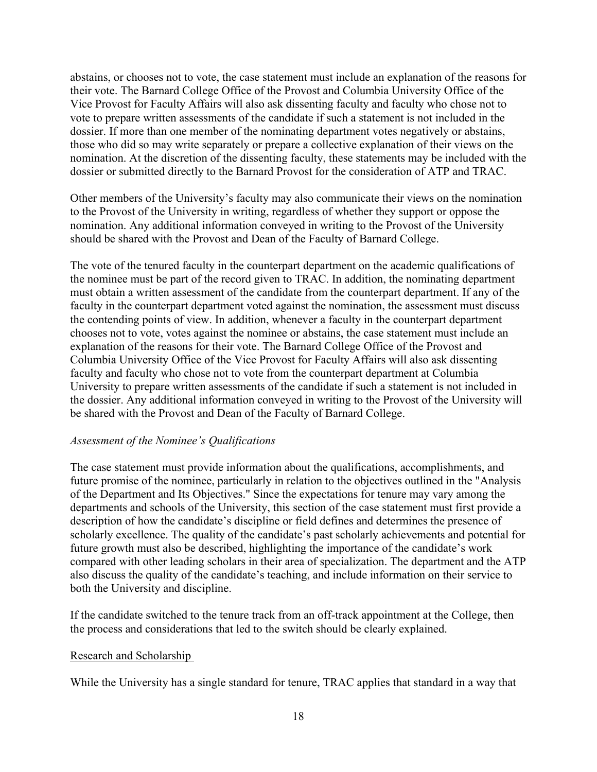abstains, or chooses not to vote, the case statement must include an explanation of the reasons for their vote. The Barnard College Office of the Provost and Columbia University Office of the Vice Provost for Faculty Affairs will also ask dissenting faculty and faculty who chose not to vote to prepare written assessments of the candidate if such a statement is not included in the dossier. If more than one member of the nominating department votes negatively or abstains, those who did so may write separately or prepare a collective explanation of their views on the nomination. At the discretion of the dissenting faculty, these statements may be included with the dossier or submitted directly to the Barnard Provost for the consideration of ATP and TRAC.

Other members of the University's faculty may also communicate their views on the nomination to the Provost of the University in writing, regardless of whether they support or oppose the nomination. Any additional information conveyed in writing to the Provost of the University should be shared with the Provost and Dean of the Faculty of Barnard College.

The vote of the tenured faculty in the counterpart department on the academic qualifications of the nominee must be part of the record given to TRAC. In addition, the nominating department must obtain a written assessment of the candidate from the counterpart department. If any of the faculty in the counterpart department voted against the nomination, the assessment must discuss the contending points of view. In addition, whenever a faculty in the counterpart department chooses not to vote, votes against the nominee or abstains, the case statement must include an explanation of the reasons for their vote. The Barnard College Office of the Provost and Columbia University Office of the Vice Provost for Faculty Affairs will also ask dissenting faculty and faculty who chose not to vote from the counterpart department at Columbia University to prepare written assessments of the candidate if such a statement is not included in the dossier. Any additional information conveyed in writing to the Provost of the University will be shared with the Provost and Dean of the Faculty of Barnard College.

*Assessment of the Nominee's Qualifications*

The case statement must provide information about the qualifications, accomplishments, and future promise of the nominee, particularly in relation to the objectives outlined in the "Analysis of the Department and Its Objectives." Since the expectations for tenure may vary among the departments and schools of the University, this section of the case statement must first provide a description of how the candidate's discipline or field defines and determines the presence of scholarly excellence. The quality of the candidate's past scholarly achievements and potential for future growth must also be described, highlighting the importance of the candidate's work compared with other leading scholars in their area of specialization. The department and the ATP also discuss the quality of the candidate's teaching, and include information on their service to both the University and discipline.

If the candidate switched to the tenure track from an off-track appointment at the College, then the process and considerations that led to the switch should be clearly explained.

<u>Research and Scholarship</u>

While the University has a single standard for tenure, TRAC applies that standard in a way that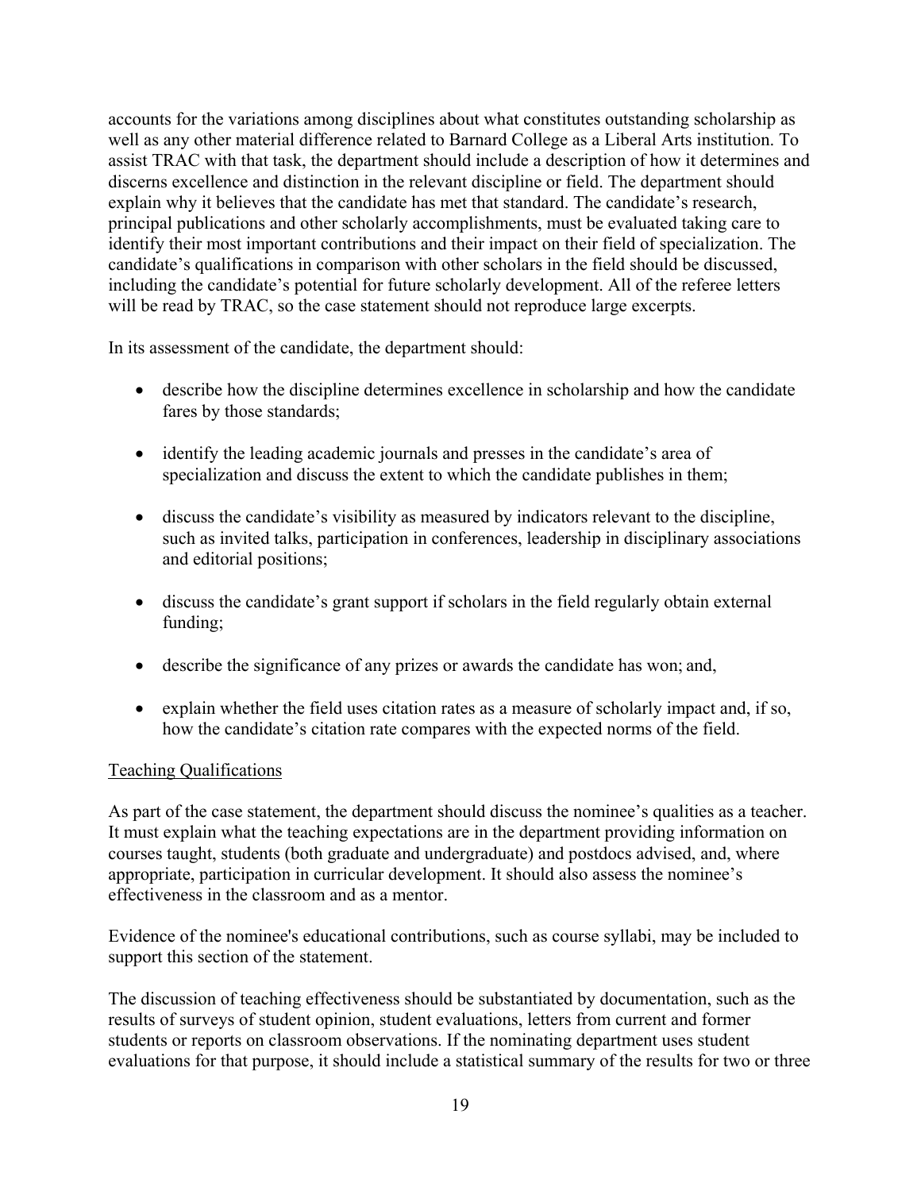accounts for the variations among disciplines about what constitutes outstanding scholarship as well as any other material difference related to Barnard College as a Liberal Arts institution. To assist TRAC with that task, the department should include a description of how it determines and discerns excellence and distinction in the relevant discipline or field. The department should explain why it believes that the candidate has met that standard. The candidate's research, principal publications and other scholarly accomplishments, must be evaluated taking care to identify their most important contributions and their impact on their field of specialization. The candidate's qualifications in comparison with other scholars in the field should be discussed, including the candidate's potential for future scholarly development. All of the referee letters will be read by TRAC, so the case statement should not reproduce large excerpts.

In its assessment of the candidate, the department should:

- describe how the discipline determines excellence in scholarship and how the candidate fares by those standards;
- identify the leading academic journals and presses in the candidate's area of specialization and discuss the extent to which the candidate publishes in them;
- discuss the candidate's visibility as measured by indicators relevant to the discipline, such as invited talks, participation in conferences, leadership in disciplinary associations and editorial positions;
- discuss the candidate's grant support if scholars in the field regularly obtain external funding;
- describe the significance of any prizes or awards the candidate has won; and,
- explain whether the field uses citation rates as a measure of scholarly impact and, if so, how the candidate's citation rate compares with the expected norms of the field.

<u>Teaching Qualifications</u>

As part of the case statement, the department should discuss the nominee's qualities as a teacher. It must explain what the teaching expectations are in the department providing information on courses taught, students (both graduate and undergraduate) and postdocs advised, and, where appropriate, participation in curricular development. It should also assess the nominee's effectiveness in the classroom and as a mentor.

Evidence of the nominee's educational contributions, such as course syllabi, may be included to support this section of the statement.

The discussion of teaching effectiveness should be substantiated by documentation, such as the results of surveys of student opinion, student evaluations, letters from current and former students or reports on classroom observations. If the nominating department uses student evaluations for that purpose, it should include a statistical summary of the results for two or three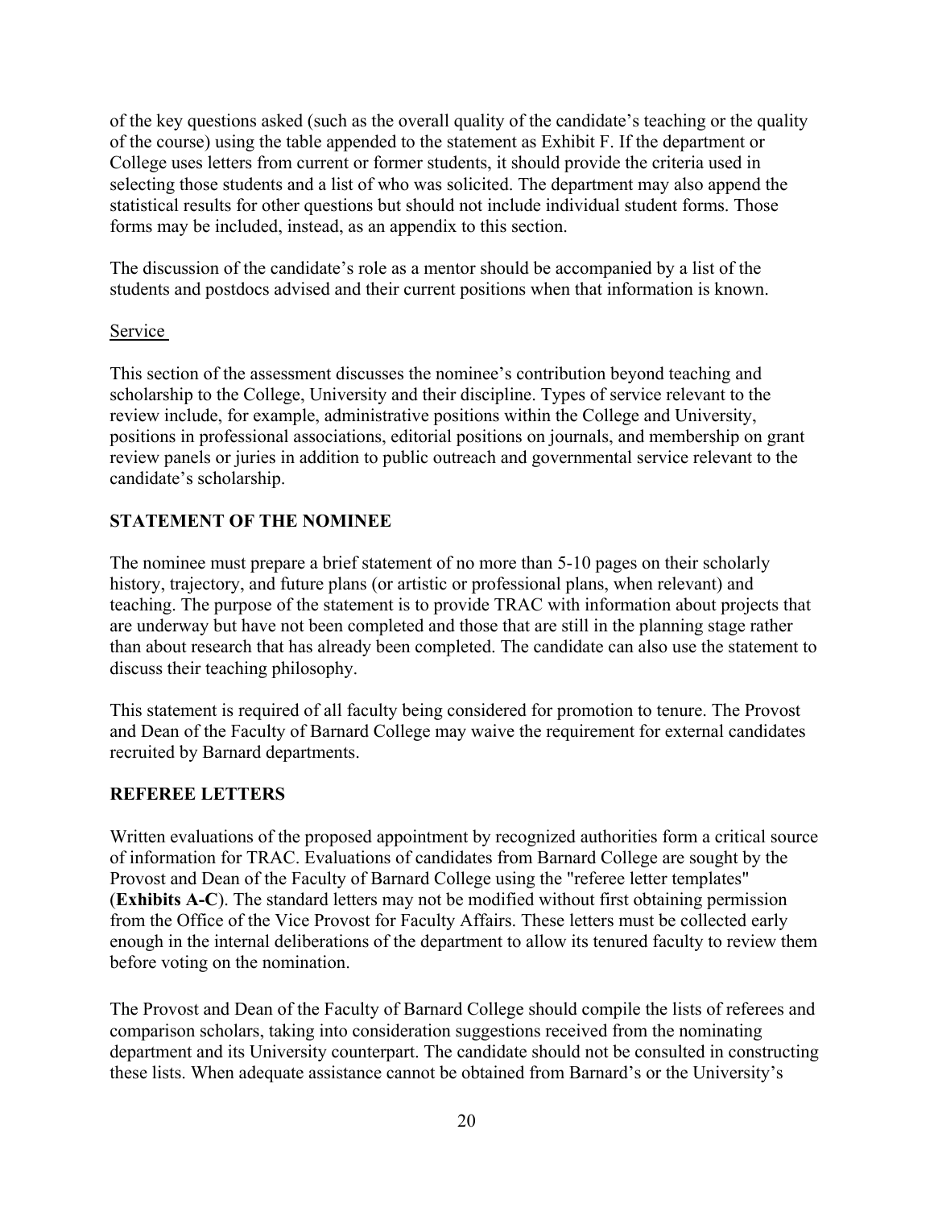of the key questions asked (such as the overall quality of the candidate's teaching or the quality of the course) using the table appended to the statement as Exhibit F. If the department or College uses letters from current or former students, it should provide the criteria used in selecting those students and a list of who was solicited. The department may also append the statistical results for other questions but should not include individual student forms. Those forms may be included, instead, as an appendix to this section.

The discussion of the candidate's role as a mentor should be accompanied by a list of the students and postdocs advised and their current positions when that information is known.

Service

This section of the assessment discusses the nominee's contribution beyond teaching and scholarship to the College, University and their discipline. Types of service relevant to the review include, for example, administrative positions within the College and University, positions in professional associations, editorial positions on journals, and membership on grant review panels or juries in addition to public outreach and governmental service relevant to the candidate's scholarship.

## STATEMENT OF THE NOMINEE

The nominee must prepare a brief statement of no more than 5-10 pages on their scholarly history, trajectory, and future plans (or artistic or professional plans, when relevant) and teaching. The purpose of the statement is to provide TRAC with information about projects that are underway but have not been completed and those that are still in the planning stage rather than about research that has already been completed. The candidate can also use the statement to discuss their teaching philosophy.

This statement is required of all faculty being considered for promotion to tenure. The Provost and Dean of the Faculty of Barnard College may waive the requirement for external candidates recruited by Barnard departments.

## REFEREE LETTERS

Written evaluations of the proposed appointment by recognized authorities form a critical source of information for TRAC. Evaluations of candidates from Barnard College are sought by the Provost and Dean of the Faculty of Barnard College using the "referee letter templates" (**Exhibits A-C**). The standard letters may not be modified without first obtaining permission from the Office of the Vice Provost for Faculty Affairs. These letters must be collected early enough in the internal deliberations of the department to allow its tenured faculty to review them before voting on the nomination.

The Provost and Dean of the Faculty of Barnard College should compile the lists of referees and comparison scholars, taking into consideration suggestions received from the nominating department and its University counterpart. The candidate should not be consulted in constructing these lists. When adequate assistance cannot be obtained from Barnard's or the University's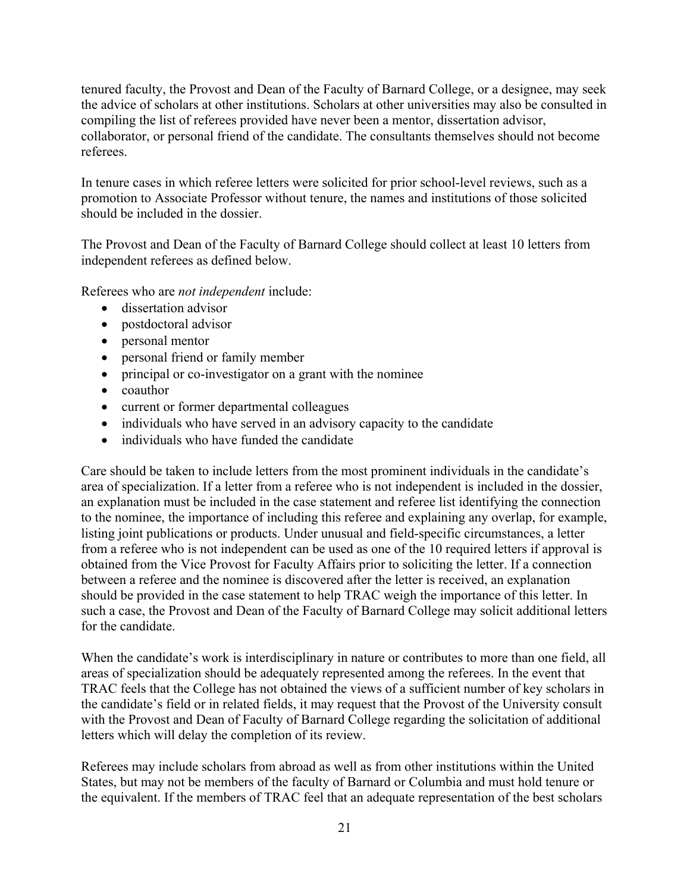tenured faculty, the Provost and Dean of the Faculty of Barnard College, or a designee, may seek the advice of scholars at other institutions. Scholars at other universities may also be consulted in compiling the list of referees provided have never been a mentor, dissertation advisor, collaborator, or personal friend of the candidate. The consultants themselves should not become referees.

In tenure cases in which referee letters were solicited for prior school-level reviews, such as a promotion to Associate Professor without tenure, the names and institutions of those solicited should be included in the dossier.

The Provost and Dean of the Faculty of Barnard College should collect at least 10 letters from independent referees as defined below.

Referees who are *not independent* include:

- dissertation advisor
- postdoctoral advisor
- personal mentor
- personal friend or family member
- principal or co-investigator on a grant with the nominee
- coauthor
- current or former departmental colleagues
- individuals who have served in an advisory capacity to the candidate
- individuals who have funded the candidate

Care should be taken to include letters from the most prominent individuals in the candidate's area of specialization. If a letter from a referee who is not independent is included in the dossier, an explanation must be included in the case statement and referee list identifying the connection to the nominee, the importance of including this referee and explaining any overlap, for example, listing joint publications or products. Under unusual and field-specific circumstances, a letter from a referee who is not independent can be used as one of the 10 required letters if approval is obtained from the Vice Provost for Faculty Affairs prior to soliciting the letter. If a connection between a referee and the nominee is discovered after the letter is received, an explanation should be provided in the case statement to help TRAC weigh the importance of this letter. In such a case, the Provost and Dean of the Faculty of Barnard College may solicit additional letters for the candidate.

When the candidate's work is interdisciplinary in nature or contributes to more than one field, all areas of specialization should be adequately represented among the referees. In the event that TRAC feels that the College has not obtained the views of a sufficient number of key scholars in the candidate's field or in related fields, it may request that the Provost of the University consult with the Provost and Dean of Faculty of Barnard College regarding the solicitation of additional letters which will delay the completion of its review.

Referees may include scholars from abroad as well as from other institutions within the United States, but may not be members of the faculty of Barnard or Columbia and must hold tenure or the equivalent. If the members of TRAC feel that an adequate representation of the best scholars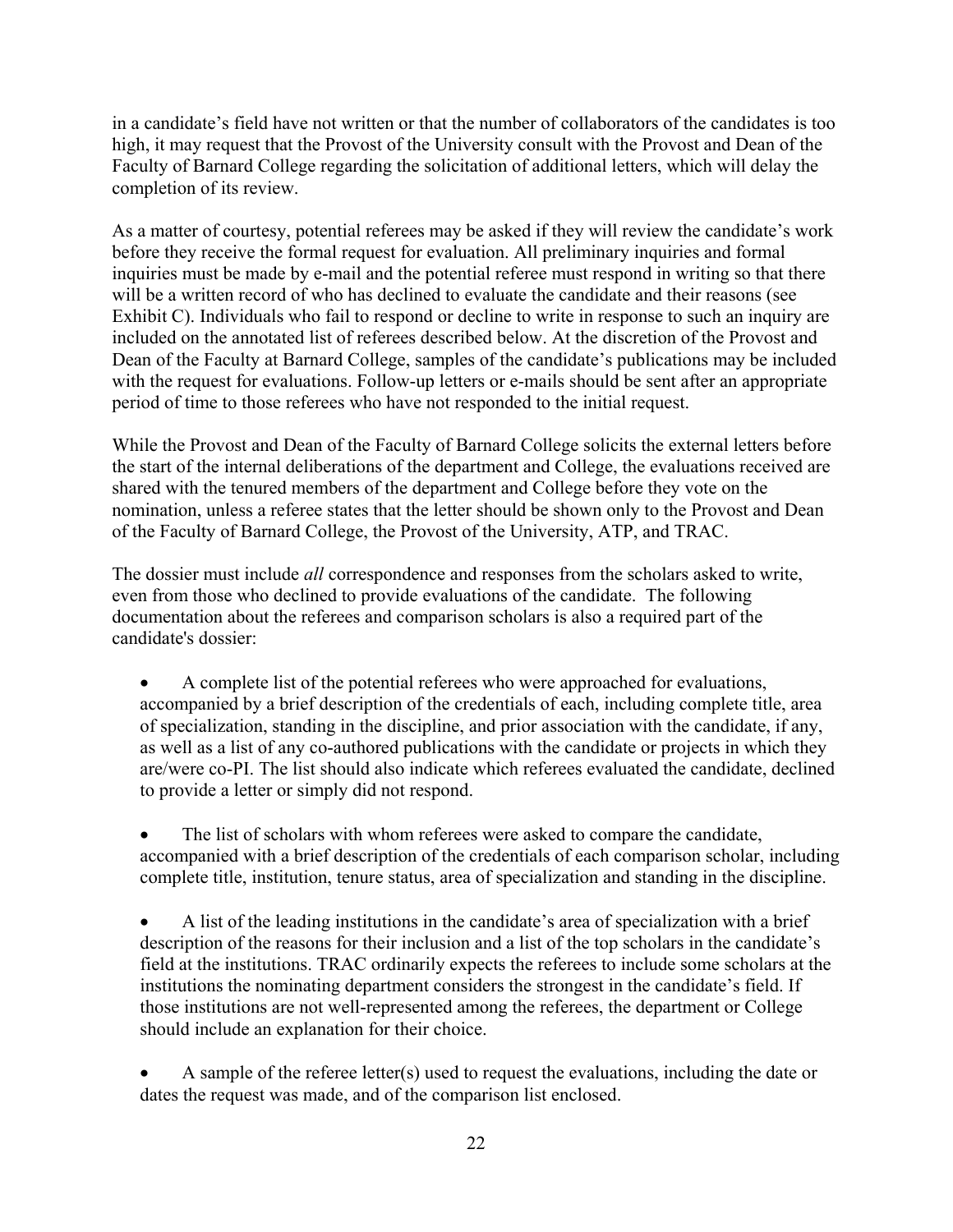in a candidate's field have not written or that the number of collaborators of the candidates is too high, it may request that the Provost of the University consult with the Provost and Dean of the Faculty of Barnard College regarding the solicitation of additional letters, which will delay the completion of its review.

As a matter of courtesy, potential referees may be asked if they will review the candidate's work before they receive the formal request for evaluation. All preliminary inquiries and formal inquiries must be made by e-mail and the potential referee must respond in writing so that there will be a written record of who has declined to evaluate the candidate and their reasons (see Exhibit C). Individuals who fail to respond or decline to write in response to such an inquiry are included on the annotated list of referees described below. At the discretion of the Provost and Dean of the Faculty at Barnard College, samples of the candidate's publications may be included with the request for evaluations. Follow-up letters or e-mails should be sent after an appropriate period of time to those referees who have not responded to the initial request.

While the Provost and Dean of the Faculty of Barnard College solicits the external letters before the start of the internal deliberations of the department and College, the evaluations received are shared with the tenured members of the department and College before they vote on the nomination, unless a referee states that the letter should be shown only to the Provost and Dean of the Faculty of Barnard College, the Provost of the University, ATP, and TRAC.

The dossier must include *all* correspondence and responses from the scholars asked to write, even from those who declined to provide evaluations of the candidate. The following documentation about the referees and comparison scholars is also a required part of the candidate's dossier:

- A complete list of the potential referees who were approached for evaluations, accompanied by a brief description of the credentials of each, including complete title, area of specialization, standing in the discipline, and prior association with the candidate, if any, as well as a list of any co-authored publications with the candidate or projects in which they are/were co-PI. The list should also indicate which referees evaluated the candidate, declined to provide a letter or simply did not respond.

- The list of scholars with whom referees were asked to compare the candidate, accompanied with a brief description of the credentials of each comparison scholar, including complete title, institution, tenure status, area of specialization and standing in the discipline.

- A list of the leading institutions in the candidate's area of specialization with a brief description of the reasons for their inclusion and a list of the top scholars in the candidate's field at the institutions. TRAC ordinarily expects the referees to include some scholars at the institutions the nominating department considers the strongest in the candidate's field. If those institutions are not well-represented among the referees, the department or College should include an explanation for their choice.

- A sample of the referee letter(s) used to request the evaluations, including the date or dates the request was made, and of the comparison list enclosed.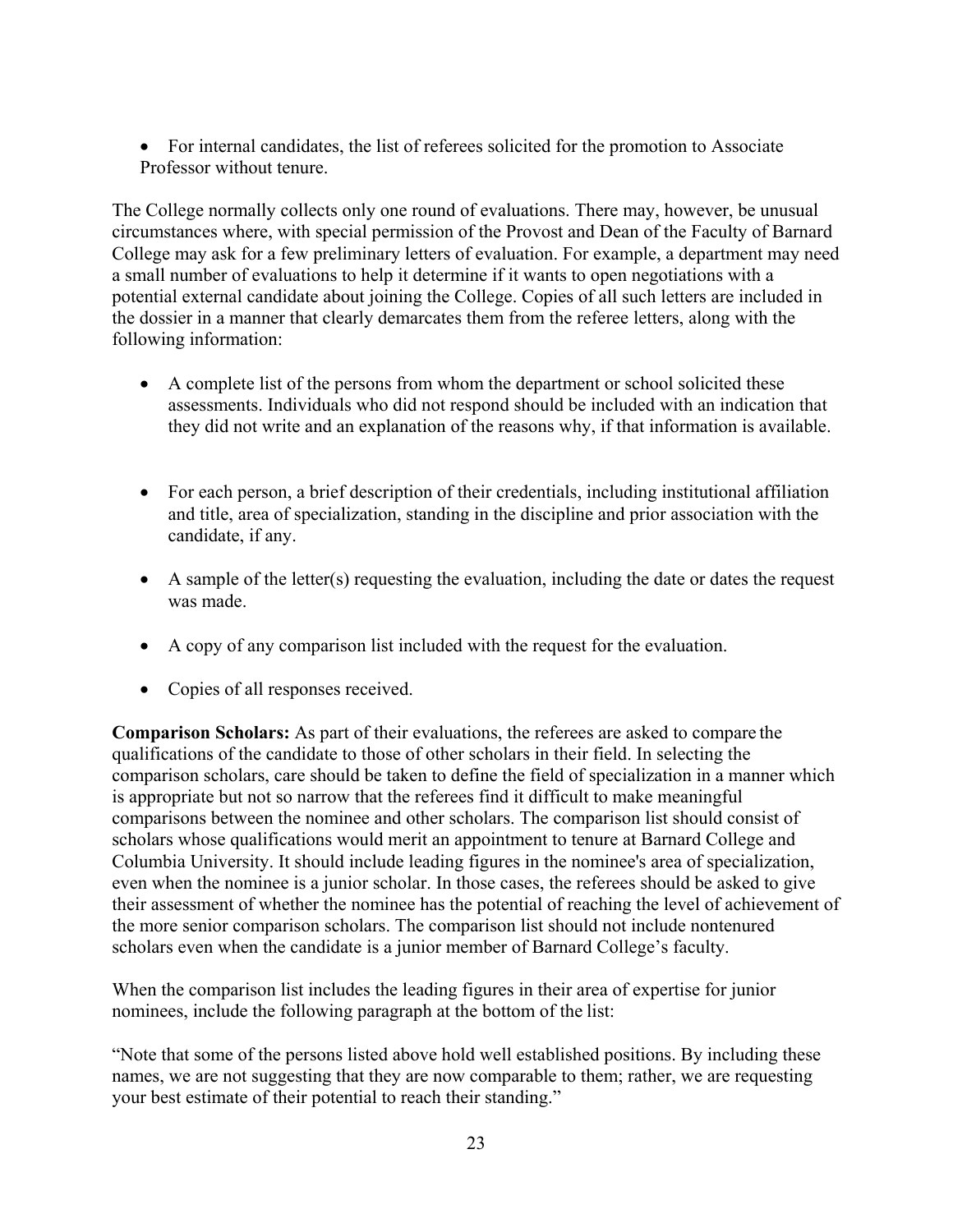- For internal candidates, the list of referees solicited for the promotion to Associate Professor without tenure.

The College normally collects only one round of evaluations. There may, however, be unusual circumstances where, with special permission of the Provost and Dean of the Faculty of Barnard College may ask for a few preliminary letters of evaluation. For example, a department may need a small number of evaluations to help it determine if it wants to open negotiations with a potential external candidate about joining the College. Copies of all such letters are included in the dossier in a manner that clearly demarcates them from the referee letters, along with the following information:

- A complete list of the persons from whom the department or school solicited these assessments. Individuals who did not respond should be included with an indication that they did not write and an explanation of the reasons why, if that information is available.
- For each person, a brief description of their credentials, including institutional affiliation and title, area of specialization, standing in the discipline and prior association with the candidate, if any.
- A sample of the letter(s) requesting the evaluation, including the date or dates the request was made.
- A copy of any comparison list included with the request for the evaluation.
- Copies of all responses received.

**Comparison Scholars:** As part of their evaluations, the referees are asked to compare the qualifications of the candidate to those of other scholars in their field. In selecting the comparison scholars, care should be taken to define the field of specialization in a manner which is appropriate but not so narrow that the referees find it difficult to make meaningful comparisons between the nominee and other scholars. The comparison list should consist of scholars whose qualifications would merit an appointment to tenure at Barnard College and Columbia University. It should include leading figures in the nominee's area of specialization, even when the nominee is a junior scholar. In those cases, the referees should be asked to give their assessment of whether the nominee has the potential of reaching the level of achievement of the more senior comparison scholars. The comparison list should not include nontenured scholars even when the candidate is a junior member of Barnard College's faculty.

When the comparison list includes the leading figures in their area of expertise for junior nominees, include the following paragraph at the bottom of the list:

"Note that some of the persons listed above hold well established positions. By including these names, we are not suggesting that they are now comparable to them; rather, we are requesting your best estimate of their potential to reach their standing."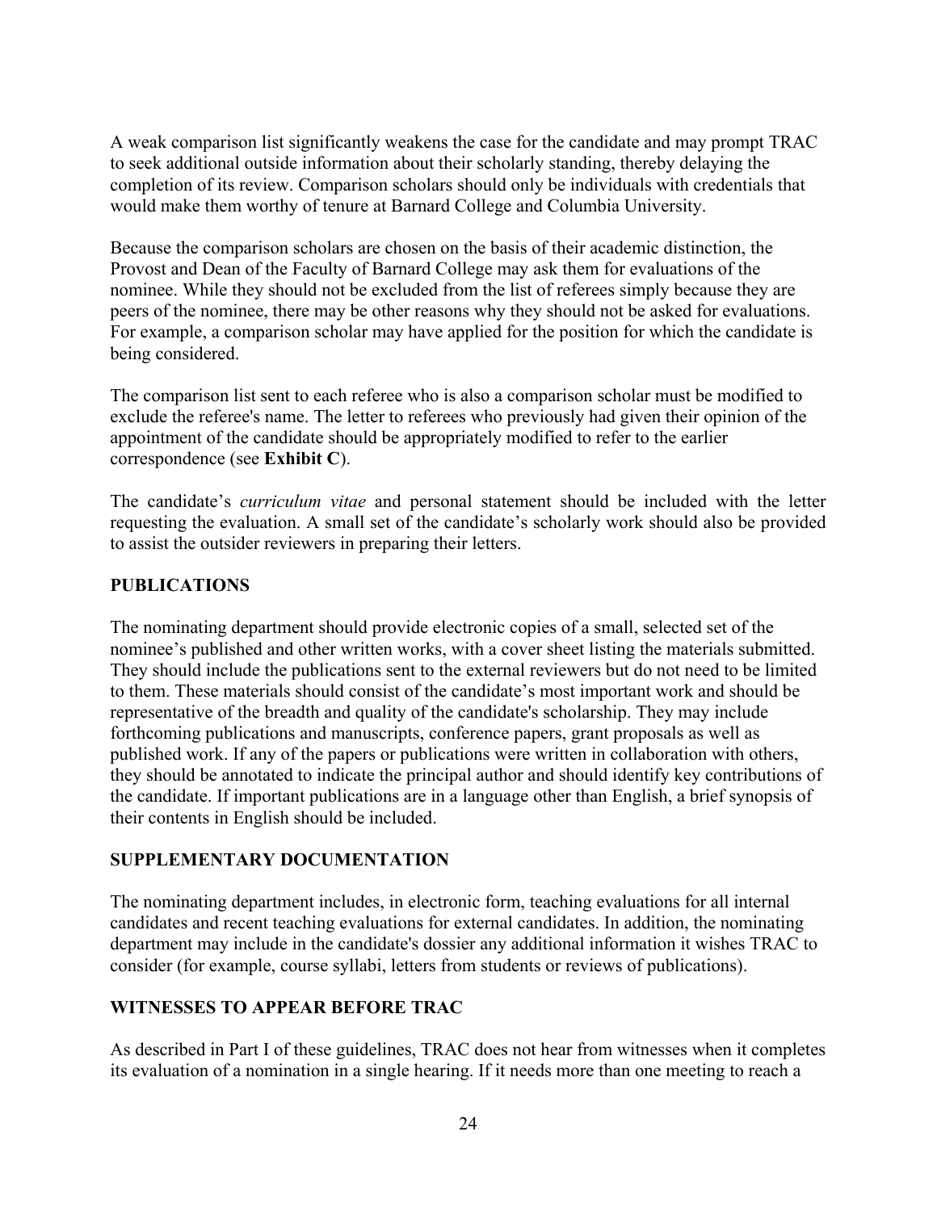A weak comparison list significantly weakens the case for the candidate and may prompt TRAC to seek additional outside information about their scholarly standing, thereby delaying the completion of its review. Comparison scholars should only be individuals with credentials that would make them worthy of tenure at Barnard College and Columbia University.

Because the comparison scholars are chosen on the basis of their academic distinction, the Provost and Dean of the Faculty of Barnard College may ask them for evaluations of the nominee. While they should not be excluded from the list of referees simply because they are peers of the nominee, there may be other reasons why they should not be asked for evaluations. For example, a comparison scholar may have applied for the position for which the candidate is being considered.

The comparison list sent to each referee who is also a comparison scholar must be modified to exclude the referee's name. The letter to referees who previously had given their opinion of the appointment of the candidate should be appropriately modified to refer to the earlier correspondence (see **Exhibit C**).

The candidate's *curriculum vitae* and personal statement should be included with the letter requesting the evaluation. A small set of the candidate's scholarly work should also be provided to assist the outsider reviewers in preparing their letters.

## PUBLICATIONS

The nominating department should provide electronic copies of a small, selected set of the nominee's published and other written works, with a cover sheet listing the materials submitted. They should include the publications sent to the external reviewers but do not need to be limited to them. These materials should consist of the candidate's most important work and should be representative of the breadth and quality of the candidate's scholarship. They may include forthcoming publications and manuscripts, conference papers, grant proposals as well as published work. If any of the papers or publications were written in collaboration with others, they should be annotated to indicate the principal author and should identify key contributions of the candidate. If important publications are in a language other than English, a brief synopsis of their contents in English should be included.

## SUPPLEMENTARY DOCUMENTATION

The nominating department includes, in electronic form, teaching evaluations for all internal candidates and recent teaching evaluations for external candidates. In addition, the nominating department may include in the candidate's dossier any additional information it wishes TRAC to consider (for example, course syllabi, letters from students or reviews of publications).

## WITNESSES TO APPEAR BEFORE TRAC

As described in Part I of these guidelines, TRAC does not hear from witnesses when it completes its evaluation of a nomination in a single hearing. If it needs more than one meeting to reach a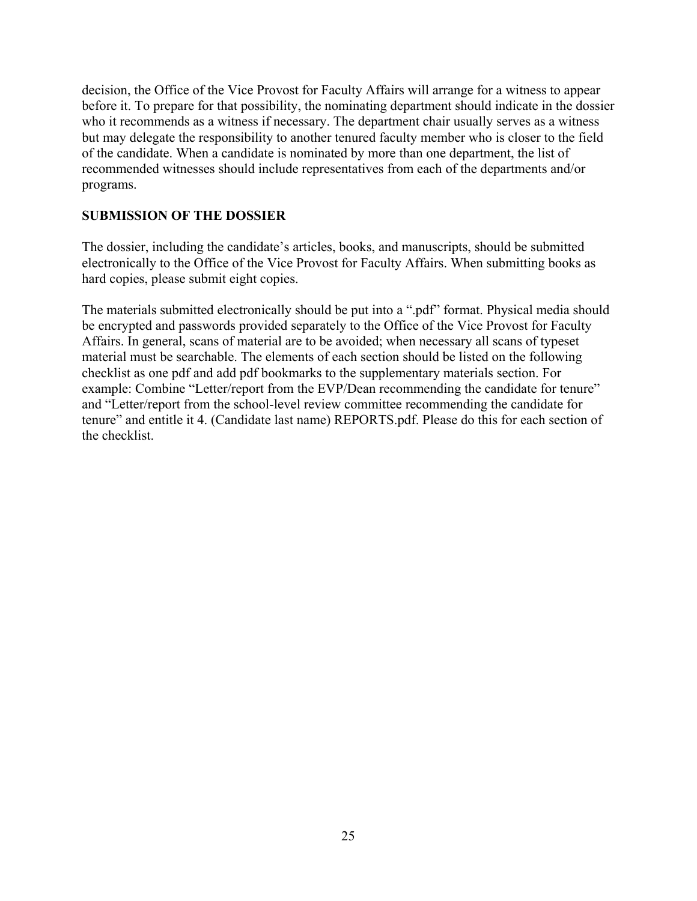decision, the Office of the Vice Provost for Faculty Affairs will arrange for a witness to appear before it. To prepare for that possibility, the nominating department should indicate in the dossier who it recommends as a witness if necessary. The department chair usually serves as a witness but may delegate the responsibility to another tenured faculty member who is closer to the field of the candidate. When a candidate is nominated by more than one department, the list of recommended witnesses should include representatives from each of the departments and/or programs.

## SUBMISSION OF THE DOSSIER

The dossier, including the candidate's articles, books, and manuscripts, should be submitted electronically to the Office of the Vice Provost for Faculty Affairs. When submitting books as hard copies, please submit eight copies.

The materials submitted electronically should be put into a ".pdf" format. Physical media should be encrypted and passwords provided separately to the Office of the Vice Provost for Faculty Affairs. In general, scans of material are to be avoided; when necessary all scans of typeset material must be searchable. The elements of each section should be listed on the following checklist as one pdf and add pdf bookmarks to the supplementary materials section. For example: Combine "Letter/report from the EVP/Dean recommending the candidate for tenure" and "Letter/report from the school-level review committee recommending the candidate for tenure" and entitle it 4. (Candidate last name) REPORTS.pdf. Please do this for each section of the checklist.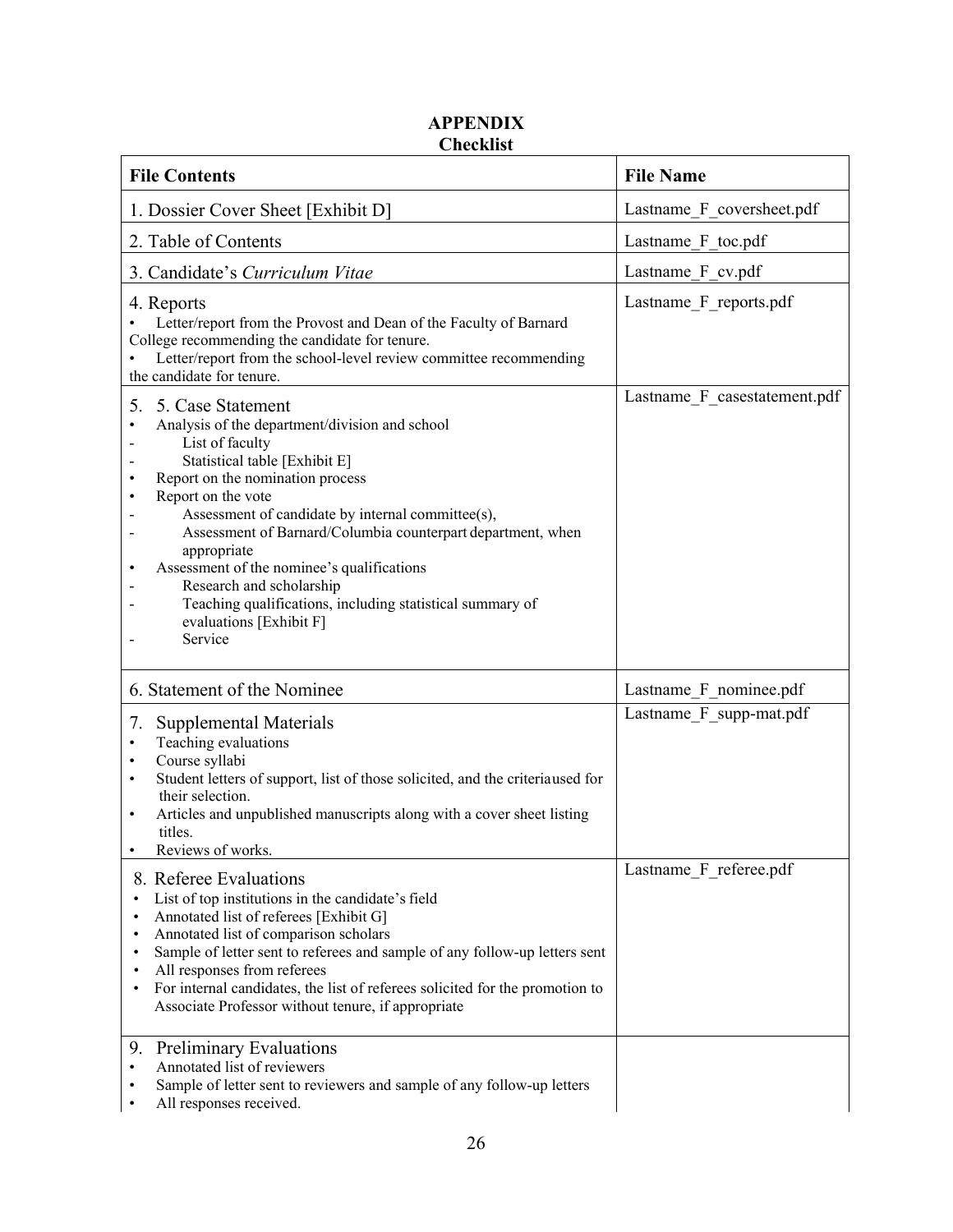# APPENDIX
## Checklist

| File Contents | File Name |
|---|---|
| 1. Dossier Cover Sheet [Exhibit D] | Lastname_F_coversheet.pdf |
| 2. Table of Contents | Lastname_F_toc.pdf |
| 3. Candidate's *Curriculum Vitae* | Lastname_F_cv.pdf |
| 4. Reports<br>• Letter/report from the Provost and Dean of the Faculty of Barnard College recommending the candidate for tenure.<br>• Letter/report from the school-level review committee recommending the candidate for tenure. | Lastname_F_reports.pdf |
| 5. 5. Case Statement<br>• Analysis of the department/division and school<br>- List of faculty<br>- Statistical table [Exhibit E]<br>• Report on the nomination process<br>• Report on the vote<br>- Assessment of candidate by internal committee(s),<br>- Assessment of Barnard/Columbia counterpart department, when appropriate<br>• Assessment of the nominee's qualifications<br>- Research and scholarship<br>- Teaching qualifications, including statistical summary of evaluations [Exhibit F]<br>- Service | Lastname_F_casestatement.pdf |
| 6. Statement of the Nominee | Lastname_F_nominee.pdf |
| 7. Supplemental Materials<br>• Teaching evaluations<br>• Course syllabi<br>• Student letters of support, list of those solicited, and the criteriaused for their selection.<br>• Articles and unpublished manuscripts along with a cover sheet listing titles.<br>• Reviews of works. | Lastname_F_supp-mat.pdf |
| 8. Referee Evaluations<br>• List of top institutions in the candidate's field<br>• Annotated list of referees [Exhibit G]<br>• Annotated list of comparison scholars<br>• Sample of letter sent to referees and sample of any follow-up letters sent<br>• All responses from referees<br>• For internal candidates, the list of referees solicited for the promotion to Associate Professor without tenure, if appropriate | Lastname_F_referee.pdf |
| 9. Preliminary Evaluations<br>• Annotated list of reviewers<br>• Sample of letter sent to reviewers and sample of any follow-up letters<br>• All responses received. | |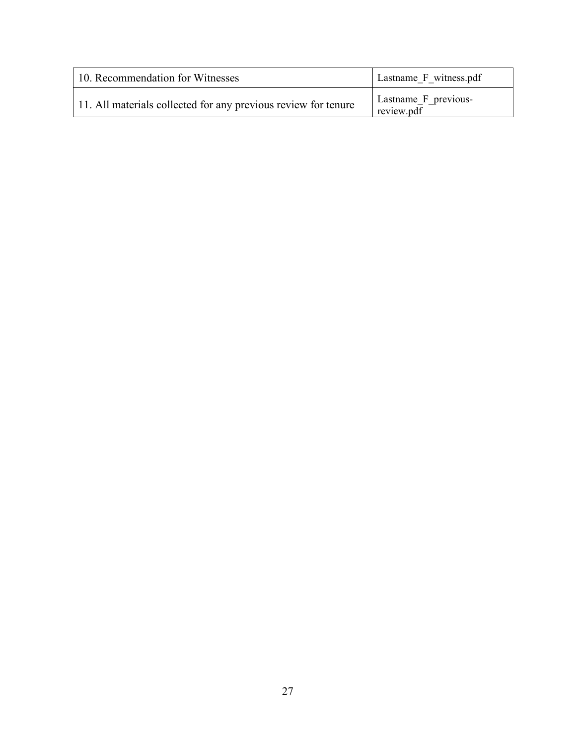| | |
|---|---|
| 10. Recommendation for Witnesses | Lastname_F_witness.pdf |
| 11. All materials collected for any previous review for tenure | Lastname_F_previous-review.pdf |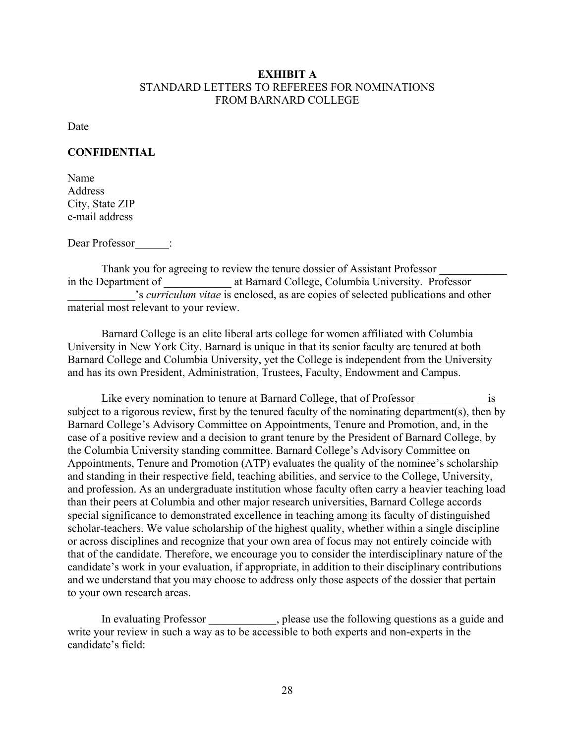**EXHIBIT A**
STANDARD LETTERS TO REFEREES FOR NOMINATIONS
FROM BARNARD COLLEGE

Date

**CONFIDENTIAL**

Name
Address
City, State ZIP
e-mail address

Dear Professor______:

Thank you for agreeing to review the tenure dossier of Assistant Professor ____________ in the Department of ____________ at Barnard College, Columbia University. Professor ____________'s *curriculum vitae* is enclosed, as are copies of selected publications and other material most relevant to your review.

Barnard College is an elite liberal arts college for women affiliated with Columbia University in New York City. Barnard is unique in that its senior faculty are tenured at both Barnard College and Columbia University, yet the College is independent from the University and has its own President, Administration, Trustees, Faculty, Endowment and Campus.

Like every nomination to tenure at Barnard College, that of Professor ____________ is subject to a rigorous review, first by the tenured faculty of the nominating department(s), then by Barnard College's Advisory Committee on Appointments, Tenure and Promotion, and, in the case of a positive review and a decision to grant tenure by the President of Barnard College, by the Columbia University standing committee. Barnard College's Advisory Committee on Appointments, Tenure and Promotion (ATP) evaluates the quality of the nominee's scholarship and standing in their respective field, teaching abilities, and service to the College, University, and profession. As an undergraduate institution whose faculty often carry a heavier teaching load than their peers at Columbia and other major research universities, Barnard College accords special significance to demonstrated excellence in teaching among its faculty of distinguished scholar-teachers. We value scholarship of the highest quality, whether within a single discipline or across disciplines and recognize that your own area of focus may not entirely coincide with that of the candidate. Therefore, we encourage you to consider the interdisciplinary nature of the candidate's work in your evaluation, if appropriate, in addition to their disciplinary contributions and we understand that you may choose to address only those aspects of the dossier that pertain to your own research areas.

In evaluating Professor ____________, please use the following questions as a guide and write your review in such a way as to be accessible to both experts and non-experts in the candidate's field: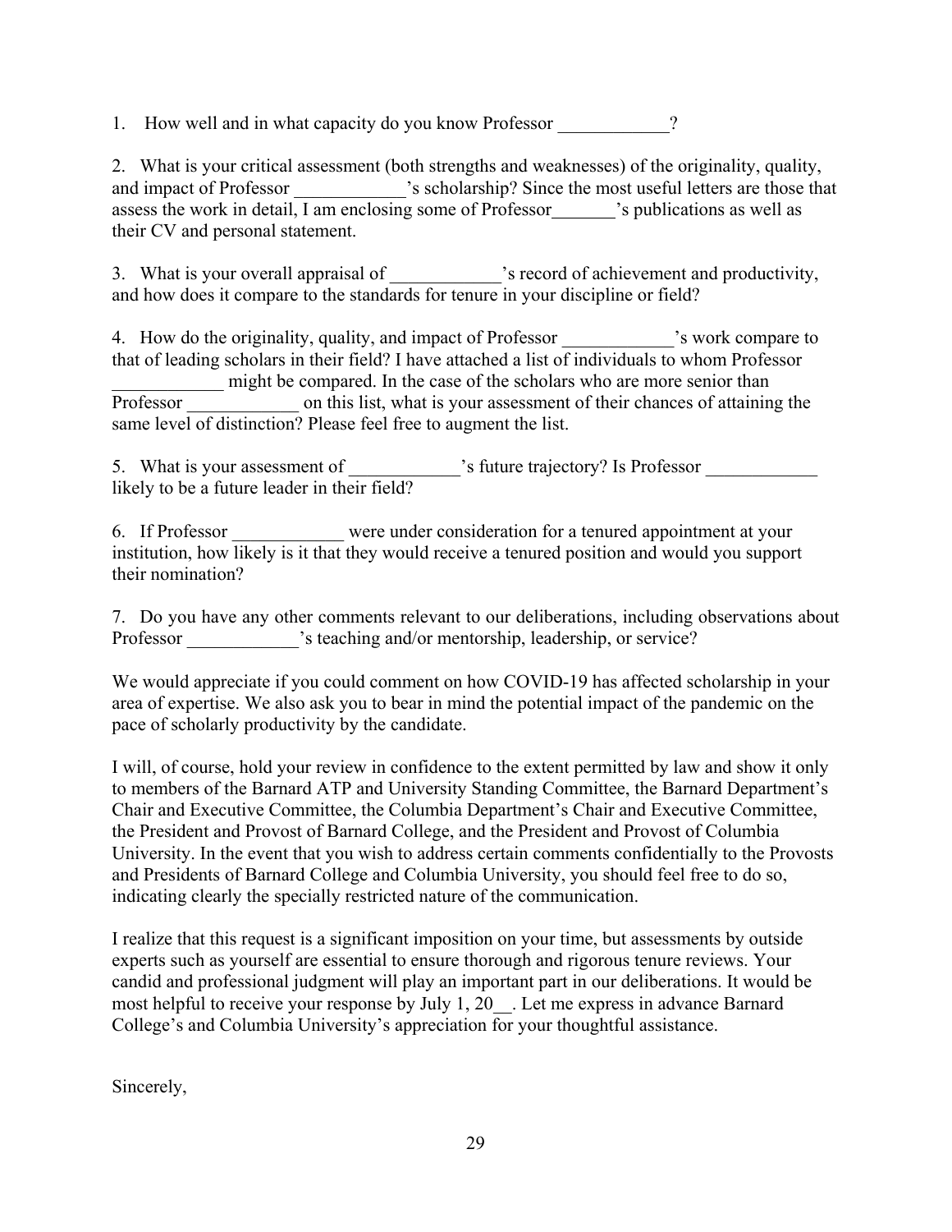1. How well and in what capacity do you know Professor ____________?

2. What is your critical assessment (both strengths and weaknesses) of the originality, quality, and impact of Professor ____________'s scholarship? Since the most useful letters are those that assess the work in detail, I am enclosing some of Professor_______'s publications as well as their CV and personal statement.

3. What is your overall appraisal of ____________'s record of achievement and productivity, and how does it compare to the standards for tenure in your discipline or field?

4. How do the originality, quality, and impact of Professor ____________'s work compare to that of leading scholars in their field? I have attached a list of individuals to whom Professor ____________ might be compared. In the case of the scholars who are more senior than Professor ____________ on this list, what is your assessment of their chances of attaining the same level of distinction? Please feel free to augment the list.

5. What is your assessment of ____________'s future trajectory? Is Professor ____________ likely to be a future leader in their field?

6. If Professor ____________ were under consideration for a tenured appointment at your institution, how likely is it that they would receive a tenured position and would you support their nomination?

7. Do you have any other comments relevant to our deliberations, including observations about Professor ____________'s teaching and/or mentorship, leadership, or service?

We would appreciate if you could comment on how COVID-19 has affected scholarship in your area of expertise. We also ask you to bear in mind the potential impact of the pandemic on the pace of scholarly productivity by the candidate.

I will, of course, hold your review in confidence to the extent permitted by law and show it only to members of the Barnard ATP and University Standing Committee, the Barnard Department's Chair and Executive Committee, the Columbia Department's Chair and Executive Committee, the President and Provost of Barnard College, and the President and Provost of Columbia University. In the event that you wish to address certain comments confidentially to the Provosts and Presidents of Barnard College and Columbia University, you should feel free to do so, indicating clearly the specially restricted nature of the communication.

I realize that this request is a significant imposition on your time, but assessments by outside experts such as yourself are essential to ensure thorough and rigorous tenure reviews. Your candid and professional judgment will play an important part in our deliberations. It would be most helpful to receive your response by July 1, 20__. Let me express in advance Barnard College's and Columbia University's appreciation for your thoughtful assistance.

Sincerely,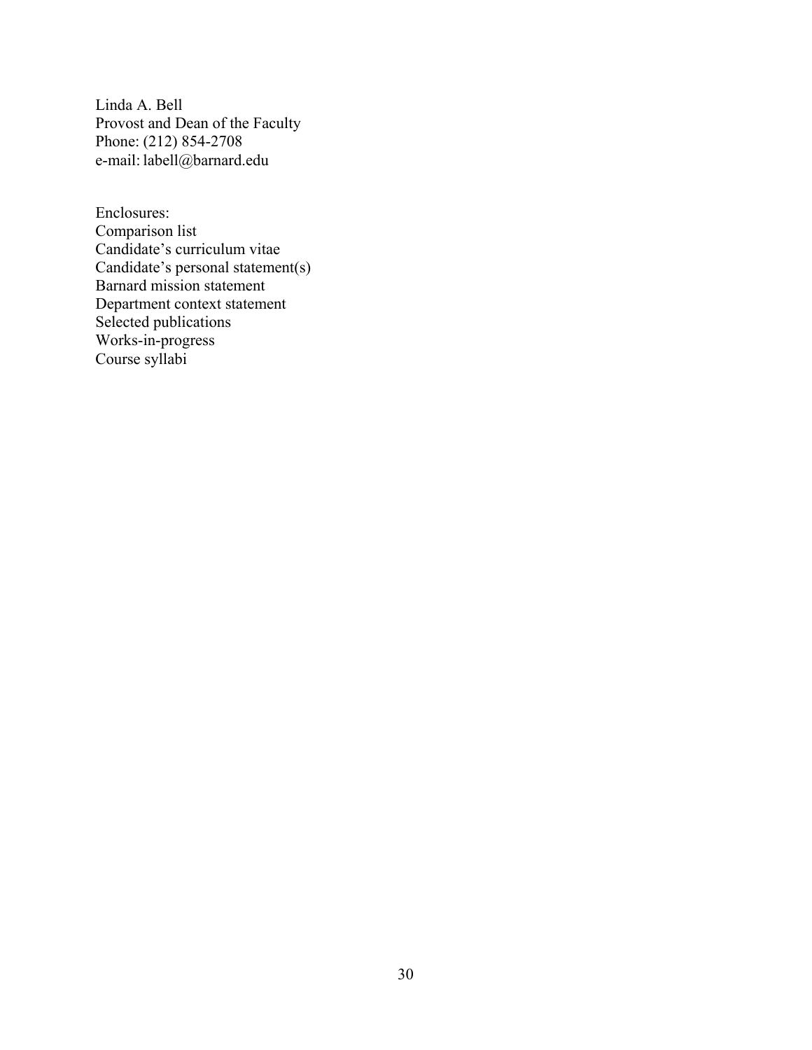Linda A. Bell  
Provost and Dean of the Faculty  
Phone: (212) 854-2708  
e-mail: labell@barnard.edu

Enclosures:  
Comparison list  
Candidate's curriculum vitae  
Candidate's personal statement(s)  
Barnard mission statement  
Department context statement  
Selected publications  
Works-in-progress  
Course syllabi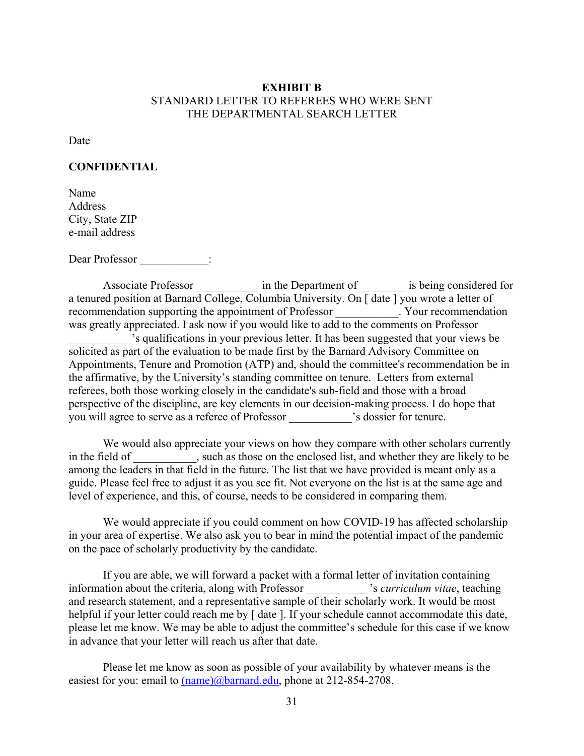**EXHIBIT B**
STANDARD LETTER TO REFEREES WHO WERE SENT
THE DEPARTMENTAL SEARCH LETTER

Date

**CONFIDENTIAL**

Name
Address
City, State ZIP
e-mail address

Dear Professor ____________:

Associate Professor ___________ in the Department of ________ is being considered for a tenured position at Barnard College, Columbia University. On [ date ] you wrote a letter of recommendation supporting the appointment of Professor ___________. Your recommendation was greatly appreciated. I ask now if you would like to add to the comments on Professor ___________'s qualifications in your previous letter. It has been suggested that your views be solicited as part of the evaluation to be made first by the Barnard Advisory Committee on Appointments, Tenure and Promotion (ATP) and, should the committee's recommendation be in the affirmative, by the University's standing committee on tenure. Letters from external referees, both those working closely in the candidate's sub-field and those with a broad perspective of the discipline, are key elements in our decision-making process. I do hope that you will agree to serve as a referee of Professor ___________'s dossier for tenure.

We would also appreciate your views on how they compare with other scholars currently in the field of ___________, such as those on the enclosed list, and whether they are likely to be among the leaders in that field in the future. The list that we have provided is meant only as a guide. Please feel free to adjust it as you see fit. Not everyone on the list is at the same age and level of experience, and this, of course, needs to be considered in comparing them.

We would appreciate if you could comment on how COVID-19 has affected scholarship in your area of expertise. We also ask you to bear in mind the potential impact of the pandemic on the pace of scholarly productivity by the candidate.

If you are able, we will forward a packet with a formal letter of invitation containing information about the criteria, along with Professor ___________'s *curriculum vitae*, teaching and research statement, and a representative sample of their scholarly work. It would be most helpful if your letter could reach me by [ date ]. If your schedule cannot accommodate this date, please let me know. We may be able to adjust the committee's schedule for this case if we know in advance that your letter will reach us after that date.

Please let me know as soon as possible of your availability by whatever means is the easiest for you: email to (name)@barnard.edu, phone at 212-854-2708.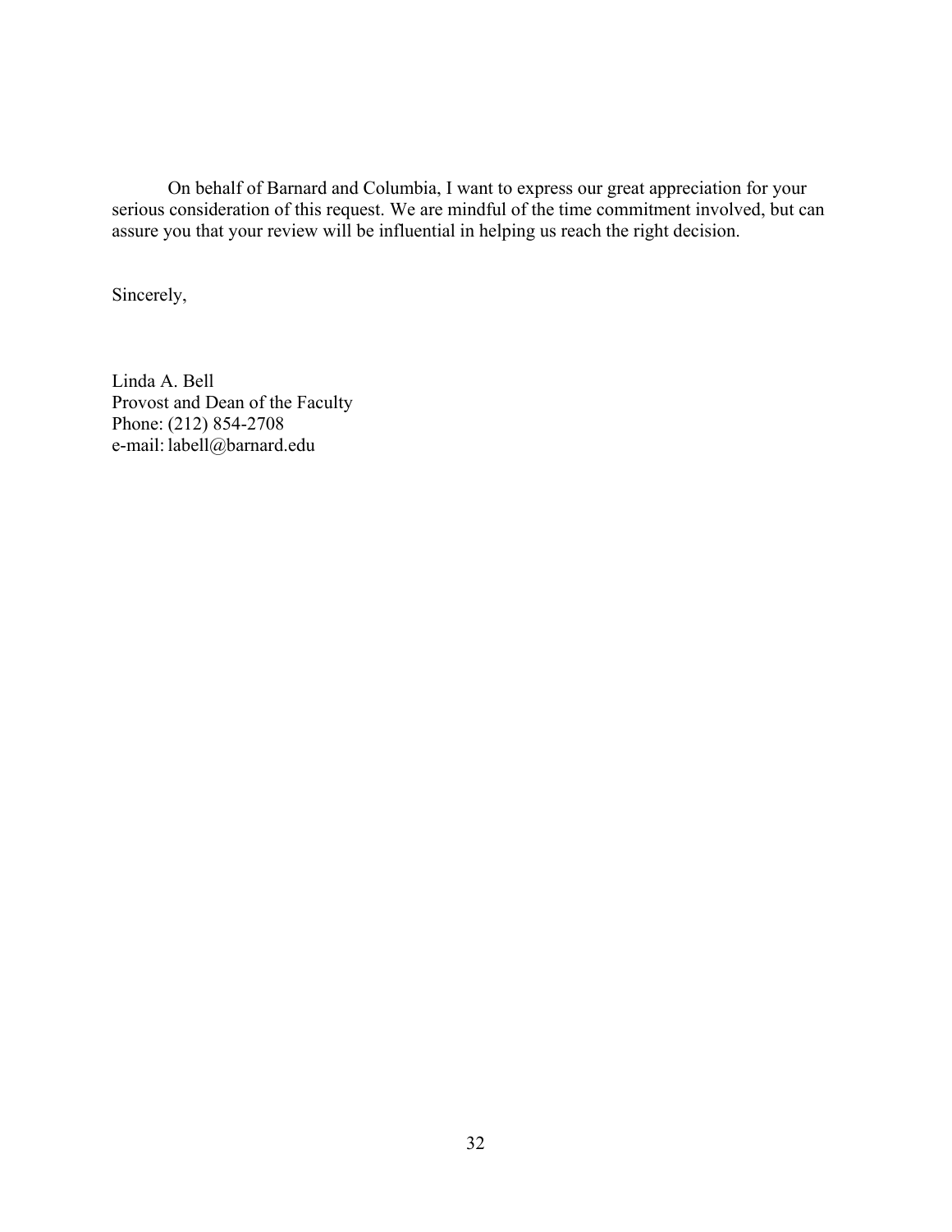On behalf of Barnard and Columbia, I want to express our great appreciation for your serious consideration of this request. We are mindful of the time commitment involved, but can assure you that your review will be influential in helping us reach the right decision.

Sincerely,

Linda A. Bell
Provost and Dean of the Faculty
Phone: (212) 854-2708
e-mail: labell@barnard.edu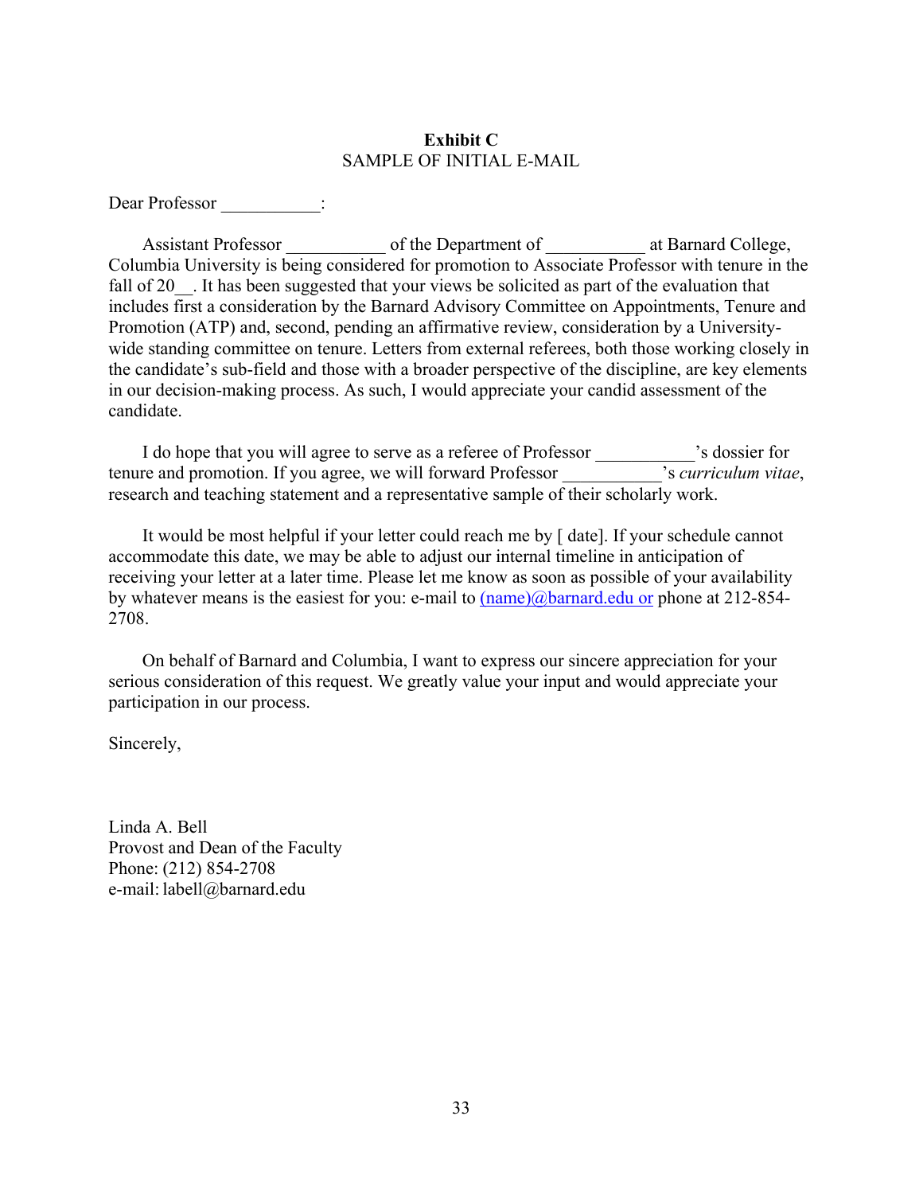**Exhibit C**
SAMPLE OF INITIAL E-MAIL

Dear Professor ___________:

Assistant Professor ___________ of the Department of ___________ at Barnard College, Columbia University is being considered for promotion to Associate Professor with tenure in the fall of 20__. It has been suggested that your views be solicited as part of the evaluation that includes first a consideration by the Barnard Advisory Committee on Appointments, Tenure and Promotion (ATP) and, second, pending an affirmative review, consideration by a University-wide standing committee on tenure. Letters from external referees, both those working closely in the candidate's sub-field and those with a broader perspective of the discipline, are key elements in our decision-making process. As such, I would appreciate your candid assessment of the candidate.

I do hope that you will agree to serve as a referee of Professor ___________'s dossier for tenure and promotion. If you agree, we will forward Professor ___________'s *curriculum vitae*, research and teaching statement and a representative sample of their scholarly work.

It would be most helpful if your letter could reach me by [ date]. If your schedule cannot accommodate this date, we may be able to adjust our internal timeline in anticipation of receiving your letter at a later time. Please let me know as soon as possible of your availability by whatever means is the easiest for you: e-mail to (name)@barnard.edu or phone at 212-854-2708.

On behalf of Barnard and Columbia, I want to express our sincere appreciation for your serious consideration of this request. We greatly value your input and would appreciate your participation in our process.

Sincerely,

Linda A. Bell
Provost and Dean of the Faculty
Phone: (212) 854-2708
e-mail: labell@barnard.edu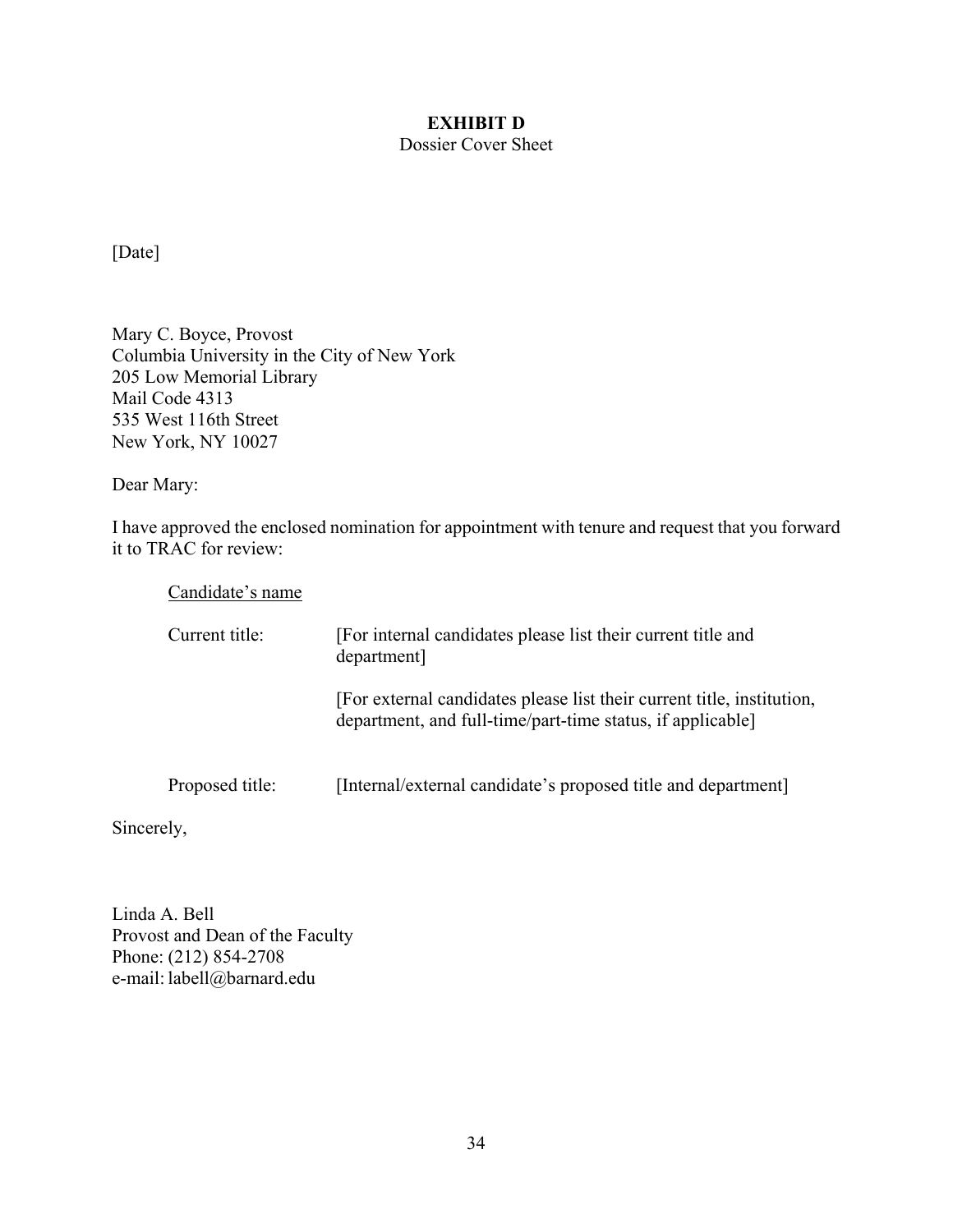**EXHIBIT D**

Dossier Cover Sheet

[Date]

Mary C. Boyce, Provost
Columbia University in the City of New York
205 Low Memorial Library
Mail Code 4313
535 West 116th Street
New York, NY 10027

Dear Mary:

I have approved the enclosed nomination for appointment with tenure and request that you forward it to TRAC for review:

<u>Candidate's name</u>

| | |
|---|---|
| Current title: | [For internal candidates please list their current title and department]<br><br>[For external candidates please list their current title, institution, department, and full-time/part-time status, if applicable] |
| Proposed title: | [Internal/external candidate's proposed title and department] |

Sincerely,

Linda A. Bell
Provost and Dean of the Faculty
Phone: (212) 854-2708
e-mail: labell@barnard.edu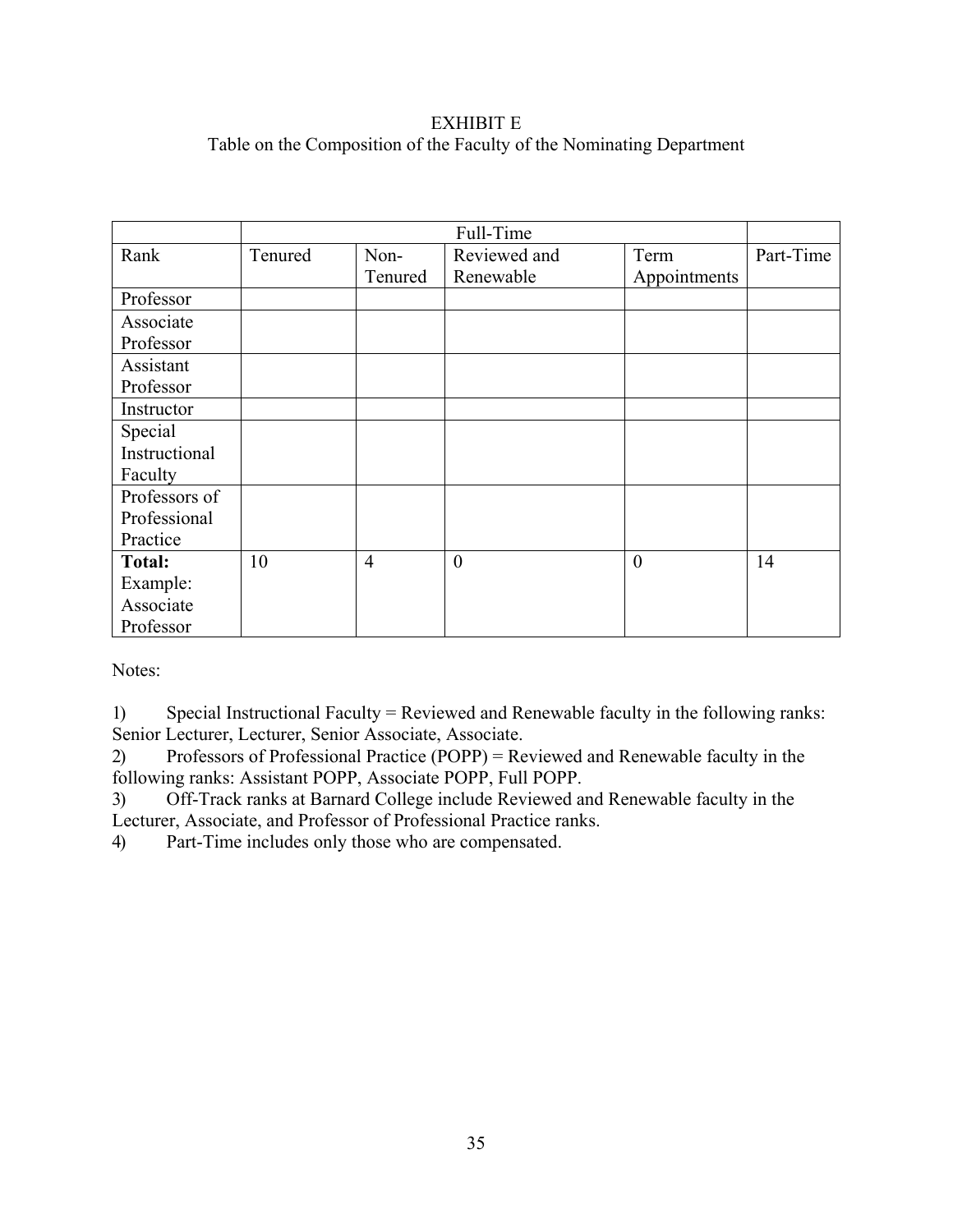EXHIBIT E

Table on the Composition of the Faculty of the Nominating Department

| | Full-Time | | | | |
|---|---|---|---|---|---|
| Rank | Tenured | Non-Tenured | Reviewed and Renewable | Term Appointments | Part-Time |
| Professor | | | | | |
| Associate Professor | | | | | |
| Assistant Professor | | | | | |
| Instructor | | | | | |
| Special Instructional Faculty | | | | | |
| Professors of Professional Practice | | | | | |
| **Total:** Example: Associate Professor | 10 | 4 | 0 | 0 | 14 |

Notes:

1) Special Instructional Faculty = Reviewed and Renewable faculty in the following ranks: Senior Lecturer, Lecturer, Senior Associate, Associate.
2) Professors of Professional Practice (POPP) = Reviewed and Renewable faculty in the following ranks: Assistant POPP, Associate POPP, Full POPP.
3) Off-Track ranks at Barnard College include Reviewed and Renewable faculty in the Lecturer, Associate, and Professor of Professional Practice ranks.
4) Part-Time includes only those who are compensated.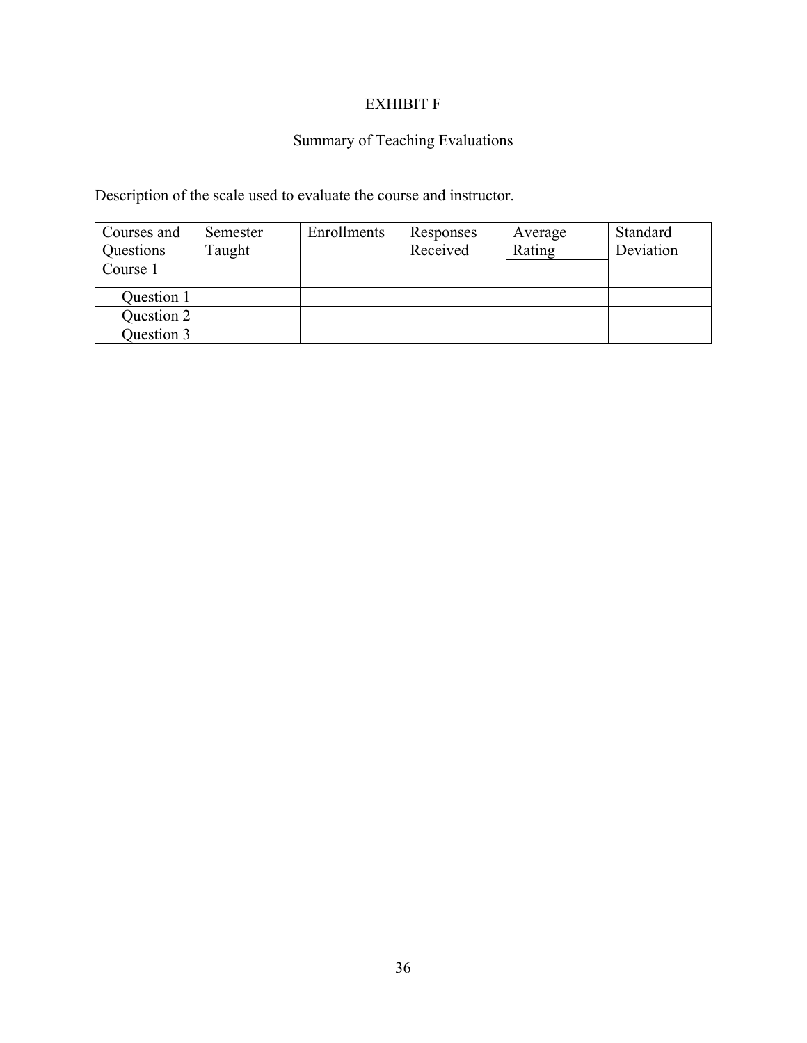# EXHIBIT F

## Summary of Teaching Evaluations

Description of the scale used to evaluate the course and instructor.

| Courses and Questions | Semester Taught | Enrollments | Responses Received | Average Rating | Standard Deviation |
|---|---|---|---|---|---|
| Course 1 | | | | | |
| Question 1 | | | | | |
| Question 2 | | | | | |
| Question 3 | | | | | |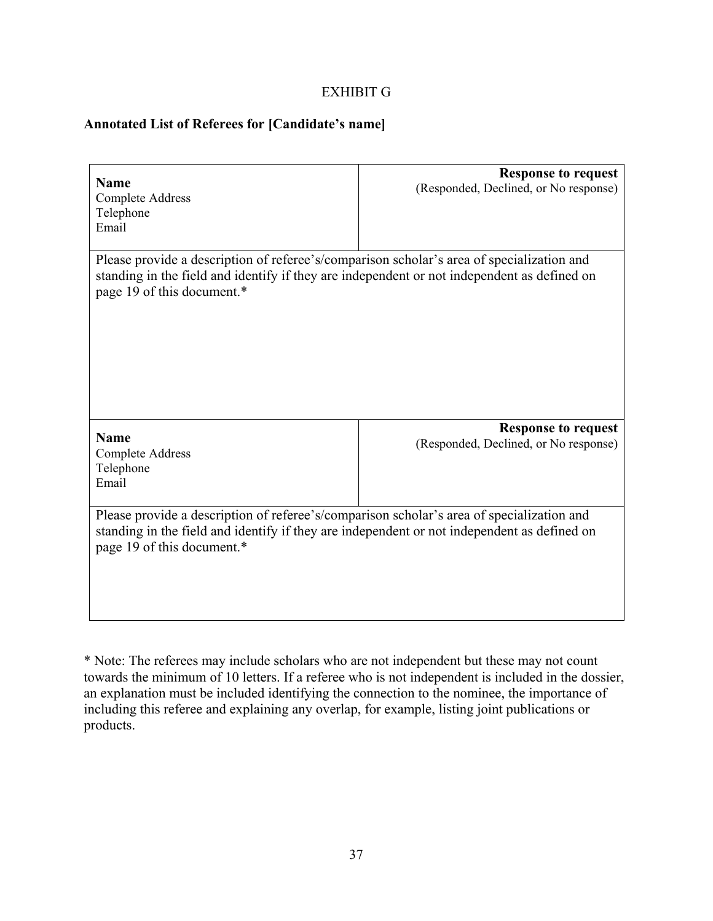EXHIBIT G

**Annotated List of Referees for [Candidate's name]**

| | |
|---|---|
| **Name**<br>Complete Address<br>Telephone<br>Email | **Response to request**<br>(Responded, Declined, or No response) |
| Please provide a description of referee's/comparison scholar's area of specialization and standing in the field and identify if they are independent or not independent as defined on page 19 of this document.* | |
| **Name**<br>Complete Address<br>Telephone<br>Email | **Response to request**<br>(Responded, Declined, or No response) |
| Please provide a description of referee's/comparison scholar's area of specialization and standing in the field and identify if they are independent or not independent as defined on page 19 of this document.* | |

* Note: The referees may include scholars who are not independent but these may not count towards the minimum of 10 letters. If a referee who is not independent is included in the dossier, an explanation must be included identifying the connection to the nominee, the importance of including this referee and explaining any overlap, for example, listing joint publications or products.